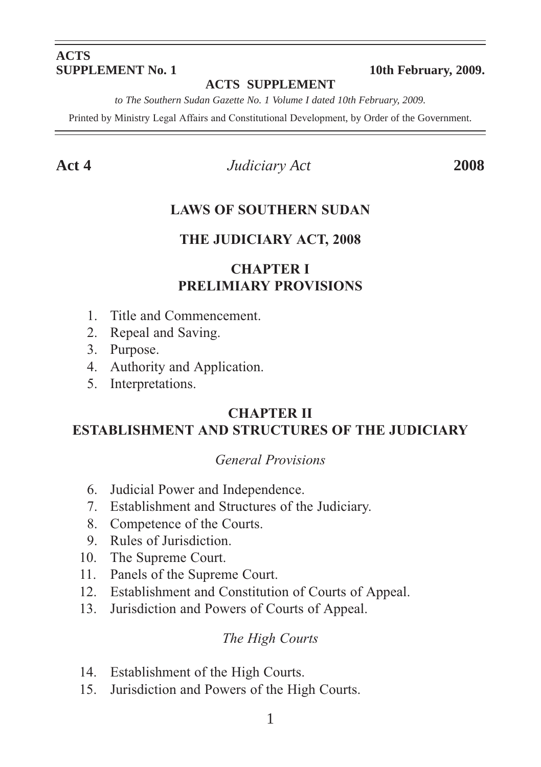**ACTS**
**SUPPLEMENT No. 1** **10th February, 2009.**

**ACTS SUPPLEMENT**

*to The Southern Sudan Gazette No. 1 Volume I dated 10th February, 2009.*

Printed by Ministry Legal Affairs and Constitutional Development, by Order of the Government.

**Act 4** *Judiciary Act* **2008**

# LAWS OF SOUTHERN SUDAN

# THE JUDICIARY ACT, 2008

## CHAPTER I
## PRELIMIARY PROVISIONS

1. Title and Commencement.
2. Repeal and Saving.
3. Purpose.
4. Authority and Application.
5. Interpretations.

## CHAPTER II
## ESTABLISHMENT AND STRUCTURES OF THE JUDICIARY

### *General Provisions*

6. Judicial Power and Independence.
7. Establishment and Structures of the Judiciary.
8. Competence of the Courts.
9. Rules of Jurisdiction.
10. The Supreme Court.
11. Panels of the Supreme Court.
12. Establishment and Constitution of Courts of Appeal.
13. Jurisdiction and Powers of Courts of Appeal.

### *The High Courts*

14. Establishment of the High Courts.
15. Jurisdiction and Powers of the High Courts.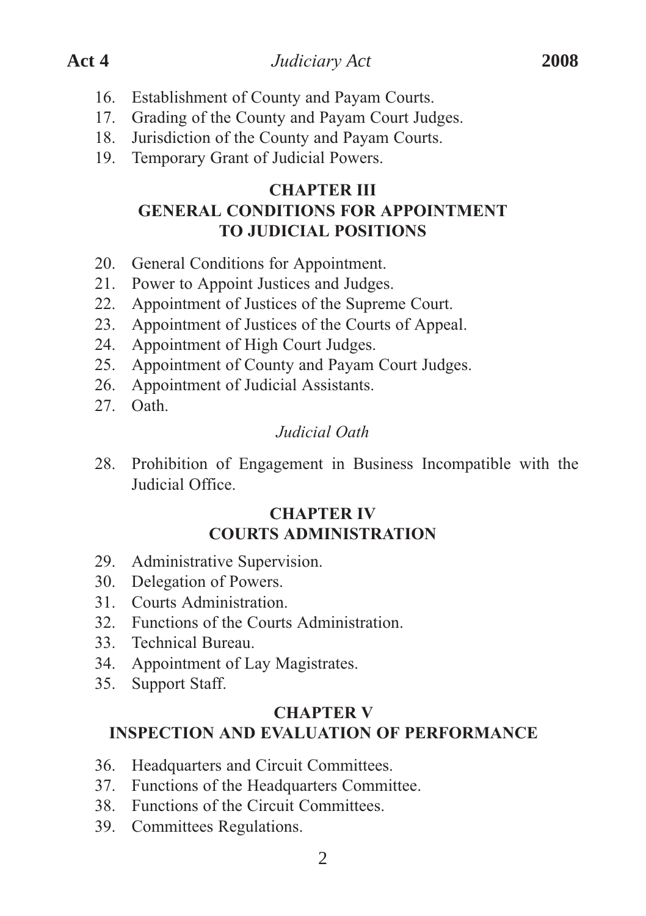16. Establishment of County and Payam Courts.
17. Grading of the County and Payam Court Judges.
18. Jurisdiction of the County and Payam Courts.
19. Temporary Grant of Judicial Powers.

## CHAPTER III
## GENERAL CONDITIONS FOR APPOINTMENT TO JUDICIAL POSITIONS

20. General Conditions for Appointment.
21. Power to Appoint Justices and Judges.
22. Appointment of Justices of the Supreme Court.
23. Appointment of Justices of the Courts of Appeal.
24. Appointment of High Court Judges.
25. Appointment of County and Payam Court Judges.
26. Appointment of Judicial Assistants.
27. Oath.

*Judicial Oath*

28. Prohibition of Engagement in Business Incompatible with the Judicial Office.

## CHAPTER IV
## COURTS ADMINISTRATION

29. Administrative Supervision.
30. Delegation of Powers.
31. Courts Administration.
32. Functions of the Courts Administration.
33. Technical Bureau.
34. Appointment of Lay Magistrates.
35. Support Staff.

## CHAPTER V
## INSPECTION AND EVALUATION OF PERFORMANCE

36. Headquarters and Circuit Committees.
37. Functions of the Headquarters Committee.
38. Functions of the Circuit Committees.
39. Committees Regulations.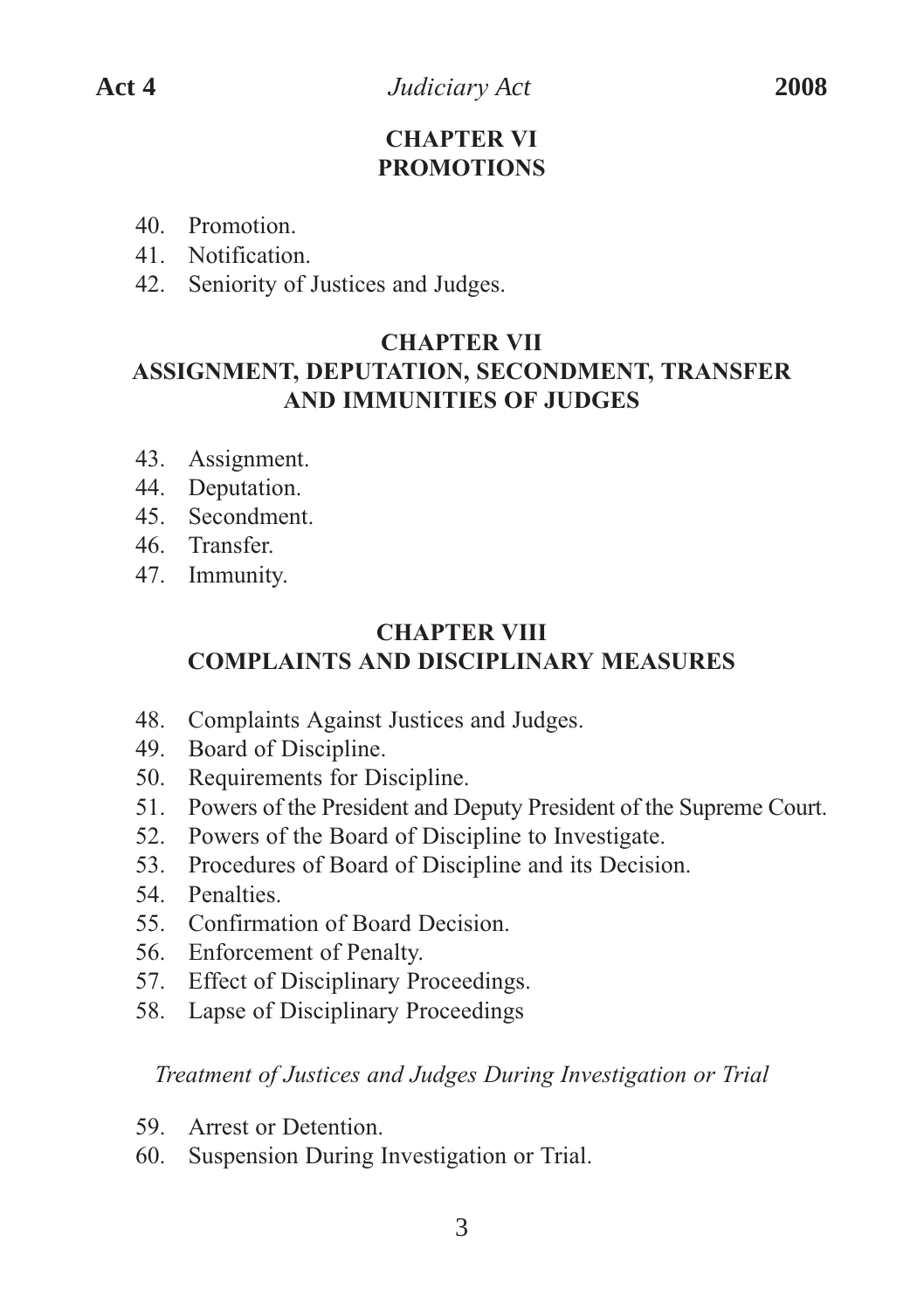## CHAPTER VI
## PROMOTIONS

40. Promotion.
41. Notification.
42. Seniority of Justices and Judges.

## CHAPTER VII
## ASSIGNMENT, DEPUTATION, SECONDMENT, TRANSFER AND IMMUNITIES OF JUDGES

43. Assignment.
44. Deputation.
45. Secondment.
46. Transfer.
47. Immunity.

## CHAPTER VIII
## COMPLAINTS AND DISCIPLINARY MEASURES

48. Complaints Against Justices and Judges.
49. Board of Discipline.
50. Requirements for Discipline.
51. Powers of the President and Deputy President of the Supreme Court.
52. Powers of the Board of Discipline to Investigate.
53. Procedures of Board of Discipline and its Decision.
54. Penalties.
55. Confirmation of Board Decision.
56. Enforcement of Penalty.
57. Effect of Disciplinary Proceedings.
58. Lapse of Disciplinary Proceedings

*Treatment of Justices and Judges During Investigation or Trial*

59. Arrest or Detention.
60. Suspension During Investigation or Trial.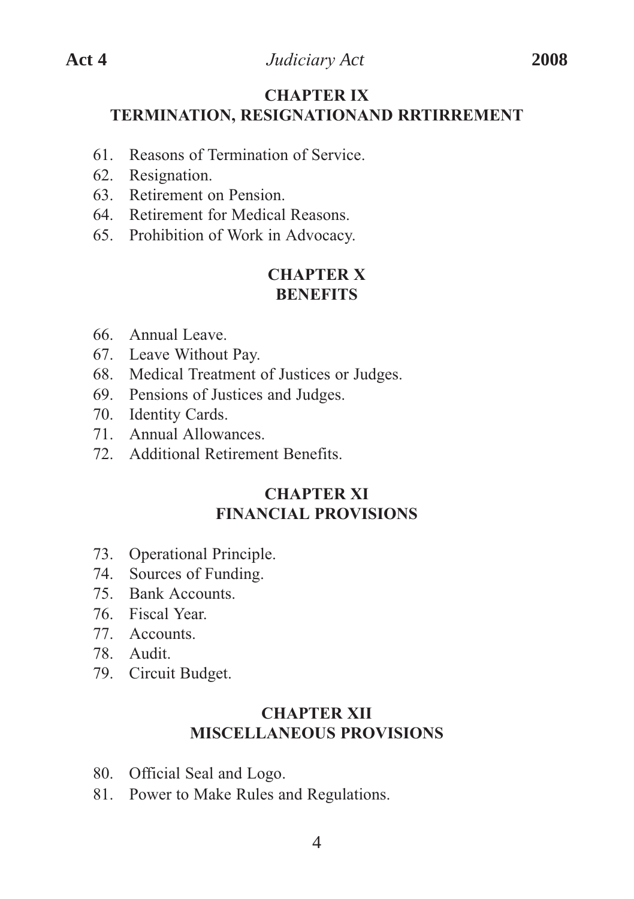## CHAPTER IX
## TERMINATION, RESIGNATIONAND RRTIRREMENT

61. Reasons of Termination of Service.
62. Resignation.
63. Retirement on Pension.
64. Retirement for Medical Reasons.
65. Prohibition of Work in Advocacy.

## CHAPTER X
## BENEFITS

66. Annual Leave.
67. Leave Without Pay.
68. Medical Treatment of Justices or Judges.
69. Pensions of Justices and Judges.
70. Identity Cards.
71. Annual Allowances.
72. Additional Retirement Benefits.

## CHAPTER XI
## FINANCIAL PROVISIONS

73. Operational Principle.
74. Sources of Funding.
75. Bank Accounts.
76. Fiscal Year.
77. Accounts.
78. Audit.
79. Circuit Budget.

## CHAPTER XII
## MISCELLANEOUS PROVISIONS

80. Official Seal and Logo.
81. Power to Make Rules and Regulations.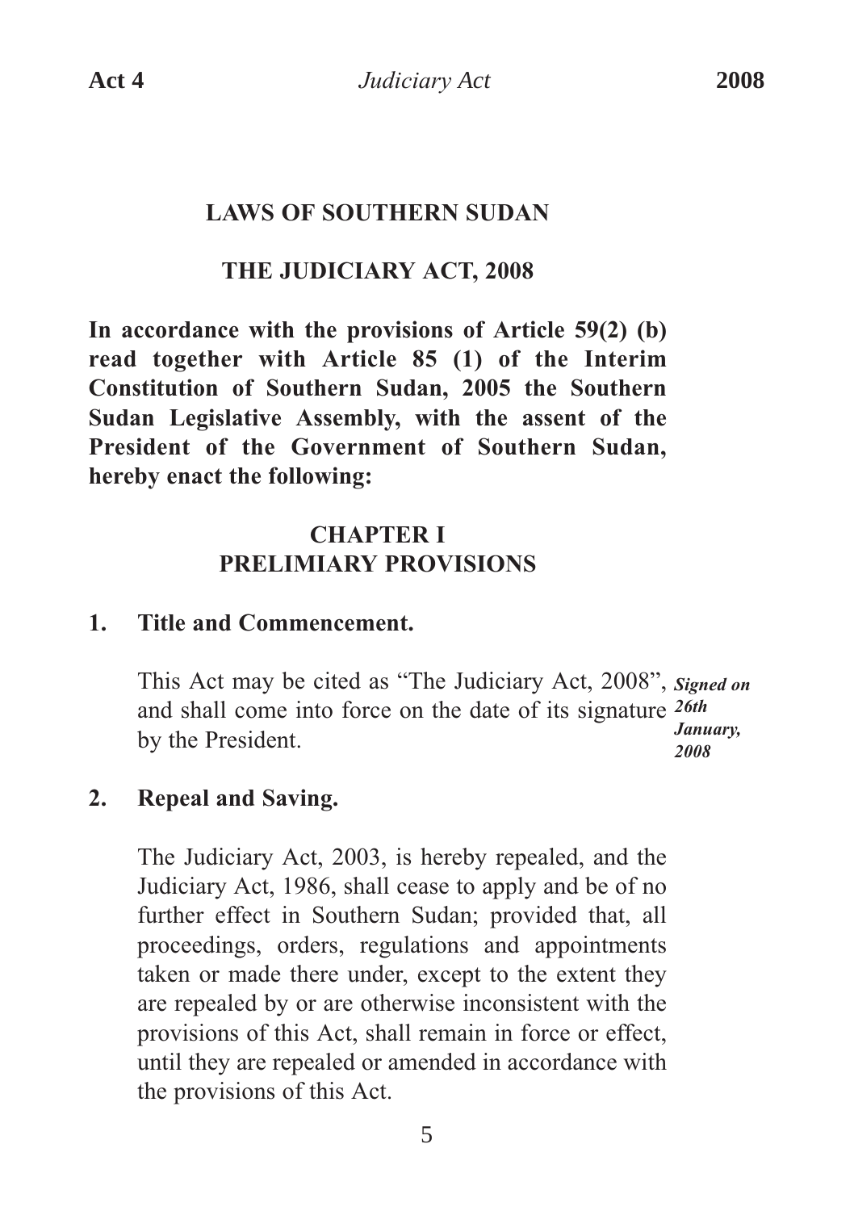# LAWS OF SOUTHERN SUDAN

## THE JUDICIARY ACT, 2008

**In accordance with the provisions of Article 59(2) (b) read together with Article 85 (1) of the Interim Constitution of Southern Sudan, 2005 the Southern Sudan Legislative Assembly, with the assent of the President of the Government of Southern Sudan, hereby enact the following:**

## CHAPTER I
## PRELIMIARY PROVISIONS

### 1. Title and Commencement.

This Act may be cited as "The Judiciary Act, 2008", and shall come into force on the date of its signature by the President.

***Signed on 26th January, 2008***

### 2. Repeal and Saving.

The Judiciary Act, 2003, is hereby repealed, and the Judiciary Act, 1986, shall cease to apply and be of no further effect in Southern Sudan; provided that, all proceedings, orders, regulations and appointments taken or made there under, except to the extent they are repealed by or are otherwise inconsistent with the provisions of this Act, shall remain in force or effect, until they are repealed or amended in accordance with the provisions of this Act.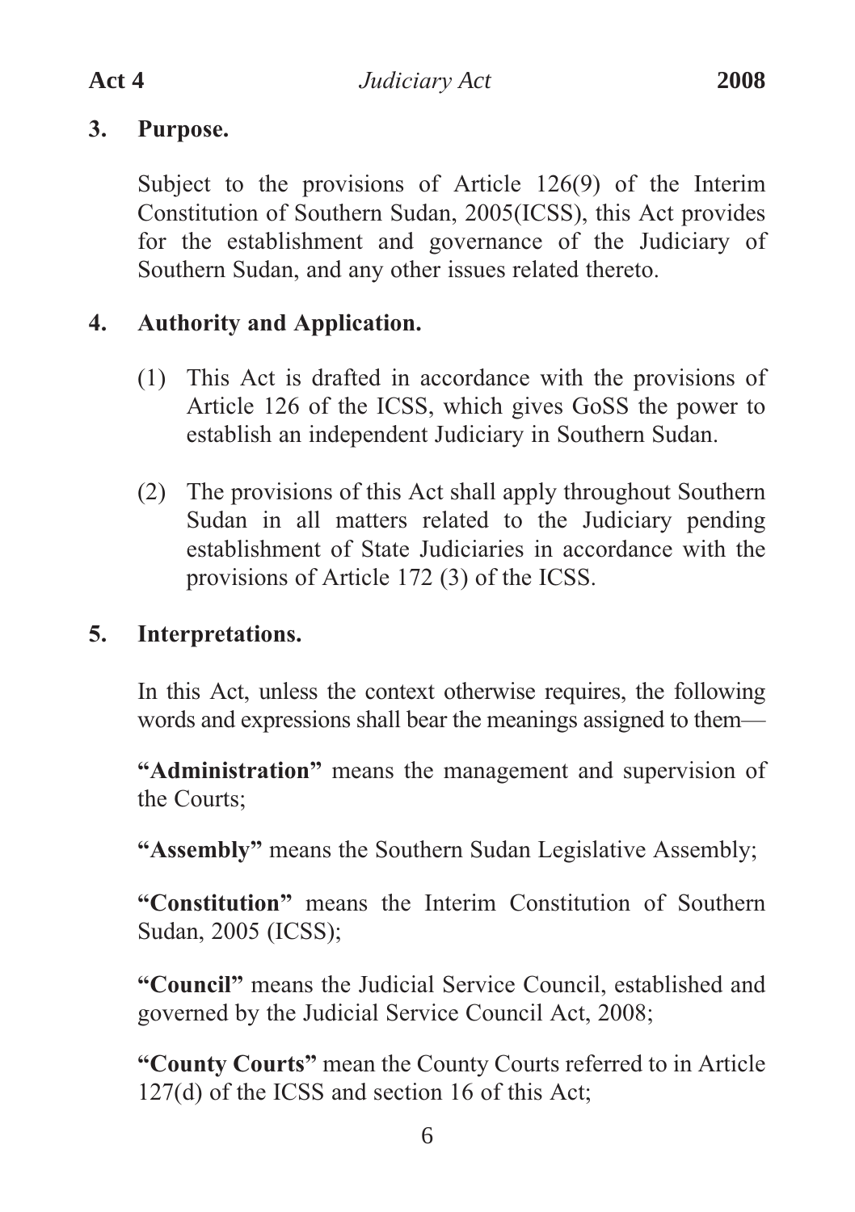### 3. Purpose.

Subject to the provisions of Article 126(9) of the Interim Constitution of Southern Sudan, 2005(ICSS), this Act provides for the establishment and governance of the Judiciary of Southern Sudan, and any other issues related thereto.

### 4. Authority and Application.

(1) This Act is drafted in accordance with the provisions of Article 126 of the ICSS, which gives GoSS the power to establish an independent Judiciary in Southern Sudan.

(2) The provisions of this Act shall apply throughout Southern Sudan in all matters related to the Judiciary pending establishment of State Judiciaries in accordance with the provisions of Article 172 (3) of the ICSS.

### 5. Interpretations.

In this Act, unless the context otherwise requires, the following words and expressions shall bear the meanings assigned to them—

**"Administration"** means the management and supervision of the Courts;

**"Assembly"** means the Southern Sudan Legislative Assembly;

**"Constitution"** means the Interim Constitution of Southern Sudan, 2005 (ICSS);

**"Council"** means the Judicial Service Council, established and governed by the Judicial Service Council Act, 2008;

**"County Courts"** mean the County Courts referred to in Article 127(d) of the ICSS and section 16 of this Act;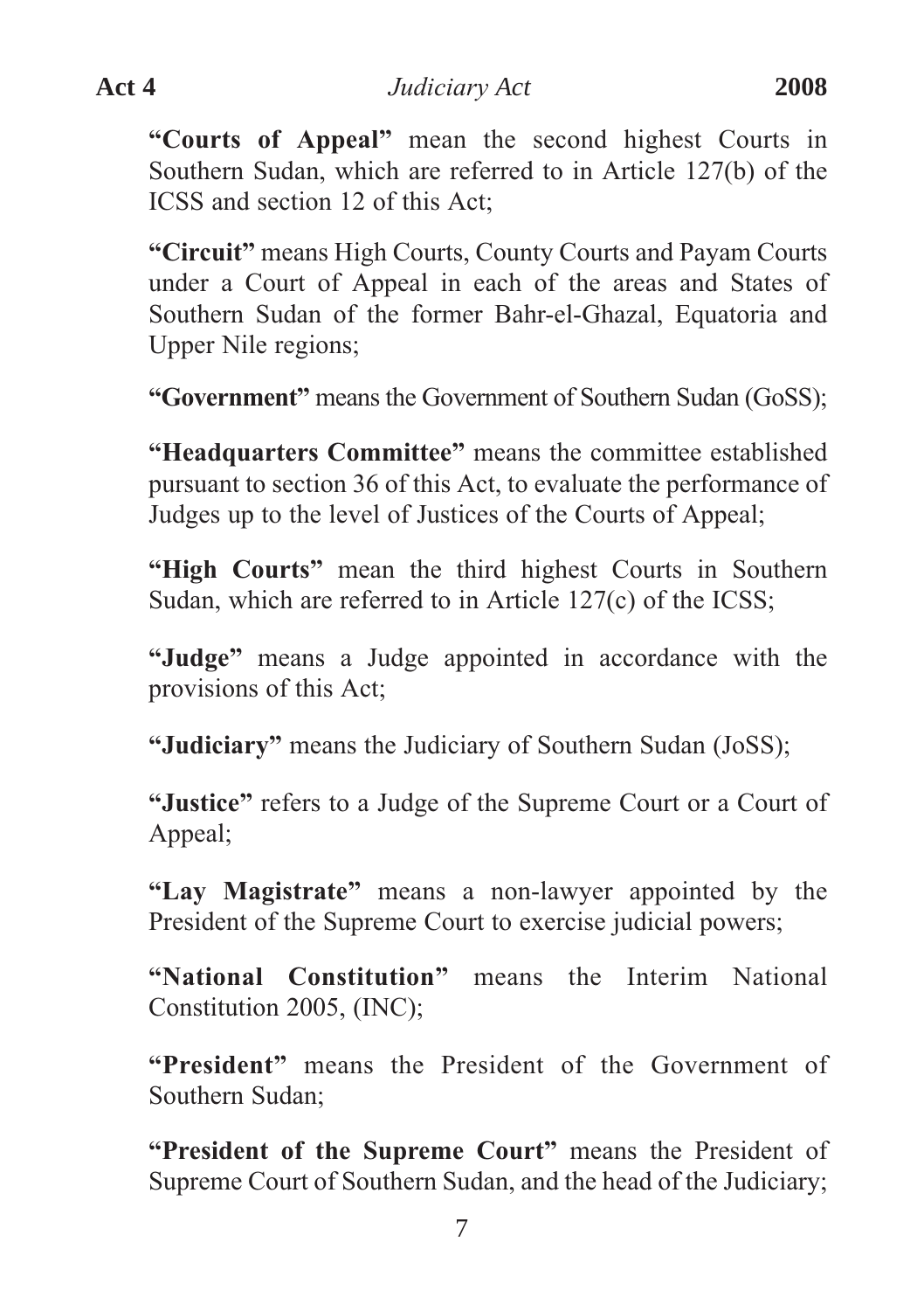**"Courts of Appeal"** mean the second highest Courts in Southern Sudan, which are referred to in Article 127(b) of the ICSS and section 12 of this Act;

**"Circuit"** means High Courts, County Courts and Payam Courts under a Court of Appeal in each of the areas and States of Southern Sudan of the former Bahr-el-Ghazal, Equatoria and Upper Nile regions;

**"Government"** means the Government of Southern Sudan (GoSS);

**"Headquarters Committee"** means the committee established pursuant to section 36 of this Act, to evaluate the performance of Judges up to the level of Justices of the Courts of Appeal;

**"High Courts"** mean the third highest Courts in Southern Sudan, which are referred to in Article 127(c) of the ICSS;

**"Judge"** means a Judge appointed in accordance with the provisions of this Act;

**"Judiciary"** means the Judiciary of Southern Sudan (JoSS);

**"Justice"** refers to a Judge of the Supreme Court or a Court of Appeal;

**"Lay Magistrate"** means a non-lawyer appointed by the President of the Supreme Court to exercise judicial powers;

**"National Constitution"** means the Interim National Constitution 2005, (INC);

**"President"** means the President of the Government of Southern Sudan;

**"President of the Supreme Court"** means the President of Supreme Court of Southern Sudan, and the head of the Judiciary;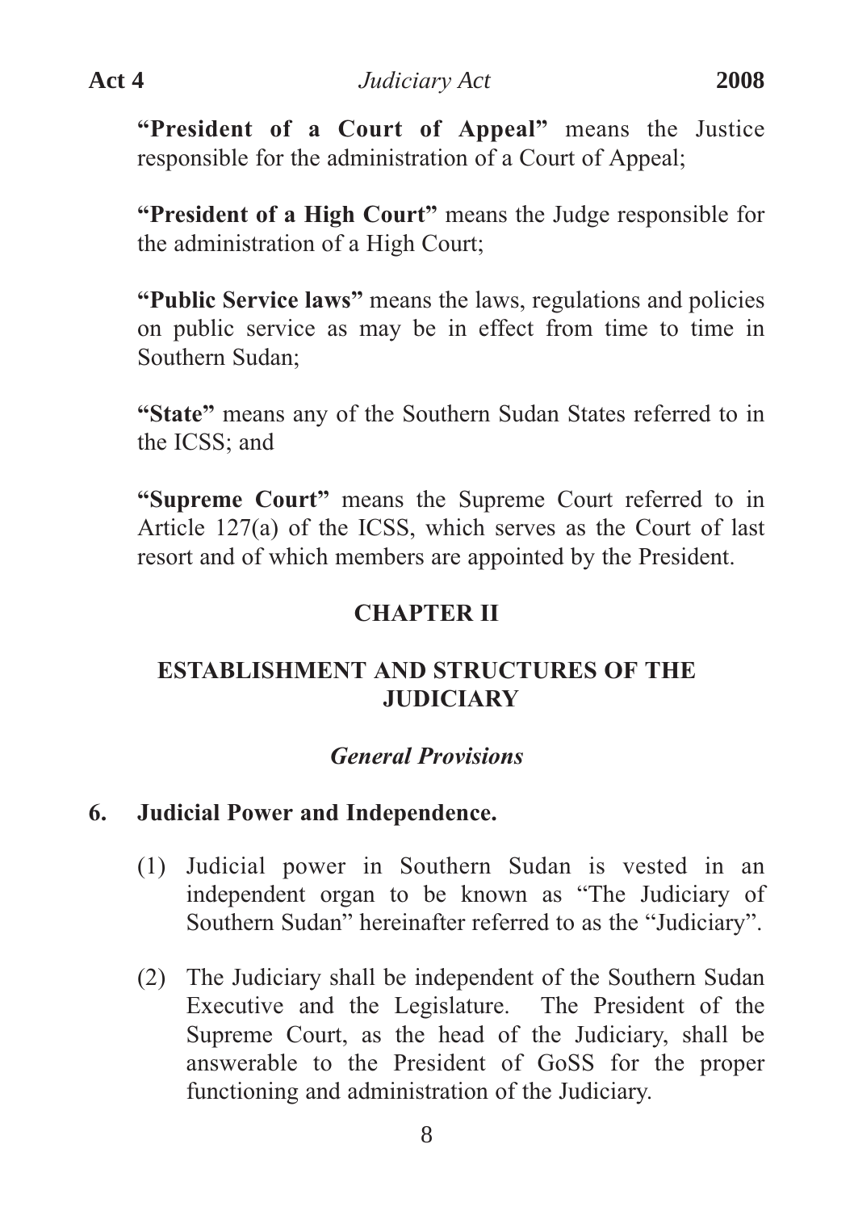**"President of a Court of Appeal"** means the Justice responsible for the administration of a Court of Appeal;

**"President of a High Court"** means the Judge responsible for the administration of a High Court;

**"Public Service laws"** means the laws, regulations and policies on public service as may be in effect from time to time in Southern Sudan;

**"State"** means any of the Southern Sudan States referred to in the ICSS; and

**"Supreme Court"** means the Supreme Court referred to in Article 127(a) of the ICSS, which serves as the Court of last resort and of which members are appointed by the President.

## CHAPTER II

## ESTABLISHMENT AND STRUCTURES OF THE JUDICIARY

### *General Provisions*

**6. Judicial Power and Independence.**

(1) Judicial power in Southern Sudan is vested in an independent organ to be known as "The Judiciary of Southern Sudan" hereinafter referred to as the "Judiciary".

(2) The Judiciary shall be independent of the Southern Sudan Executive and the Legislature. The President of the Supreme Court, as the head of the Judiciary, shall be answerable to the President of GoSS for the proper functioning and administration of the Judiciary.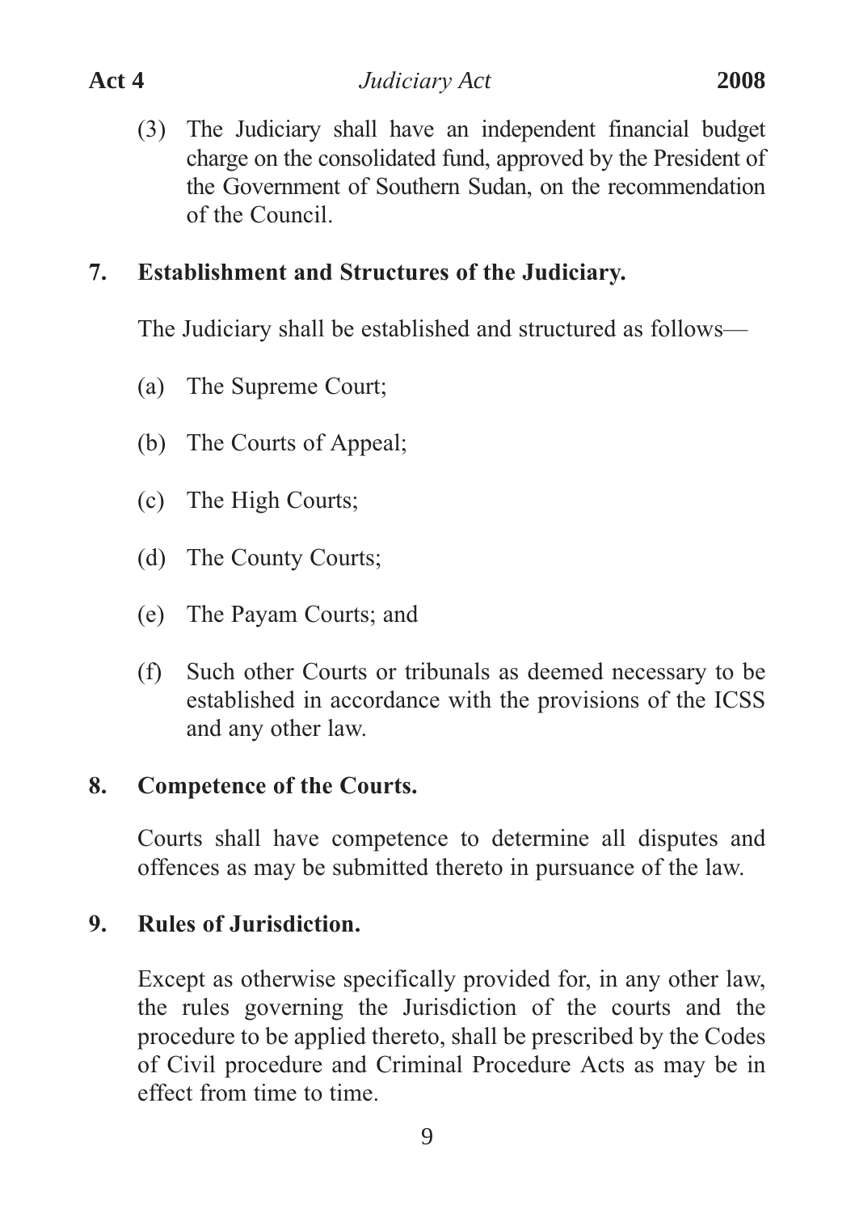(3) The Judiciary shall have an independent financial budget charge on the consolidated fund, approved by the President of the Government of Southern Sudan, on the recommendation of the Council.

## 7. Establishment and Structures of the Judiciary.

The Judiciary shall be established and structured as follows—

(a) The Supreme Court;

(b) The Courts of Appeal;

(c) The High Courts;

(d) The County Courts;

(e) The Payam Courts; and

(f) Such other Courts or tribunals as deemed necessary to be established in accordance with the provisions of the ICSS and any other law.

## 8. Competence of the Courts.

Courts shall have competence to determine all disputes and offences as may be submitted thereto in pursuance of the law.

## 9. Rules of Jurisdiction.

Except as otherwise specifically provided for, in any other law, the rules governing the Jurisdiction of the courts and the procedure to be applied thereto, shall be prescribed by the Codes of Civil procedure and Criminal Procedure Acts as may be in effect from time to time.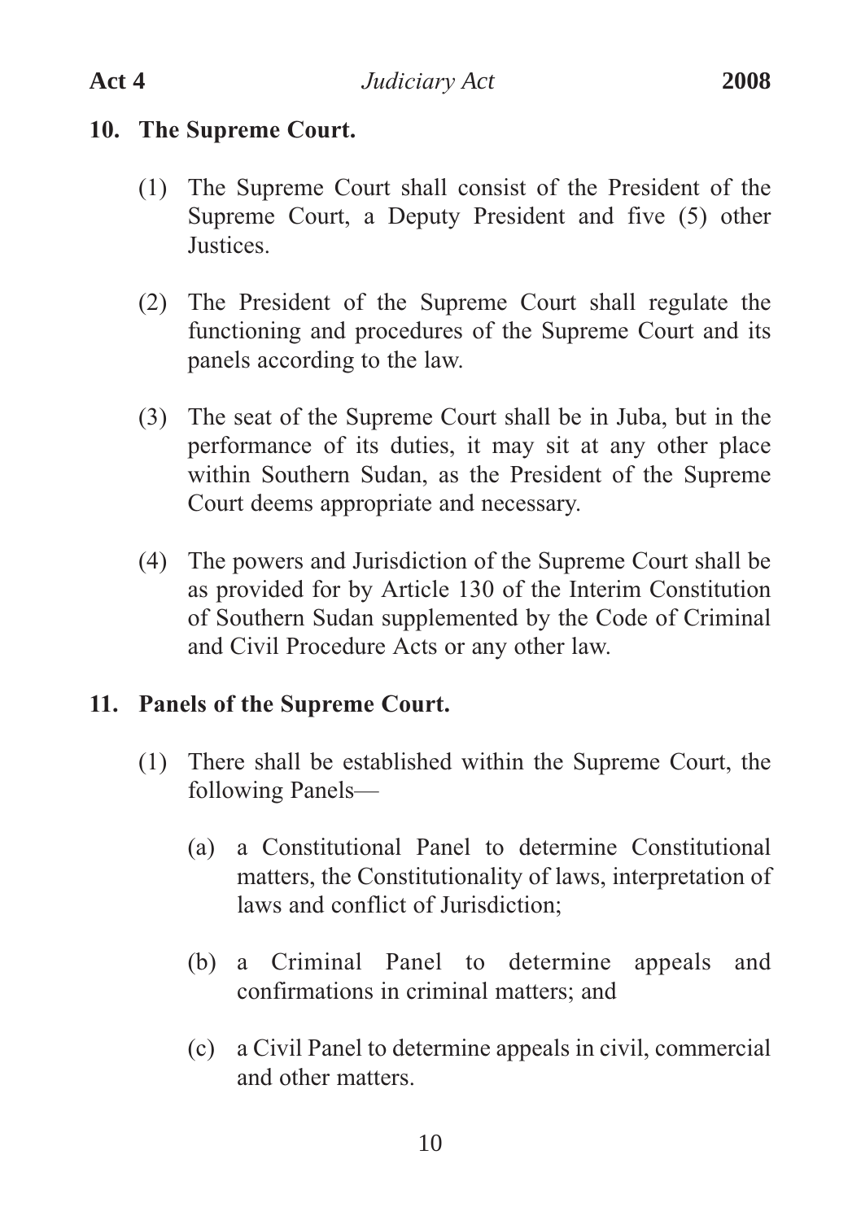## 10. The Supreme Court.

(1) The Supreme Court shall consist of the President of the Supreme Court, a Deputy President and five (5) other Justices.

(2) The President of the Supreme Court shall regulate the functioning and procedures of the Supreme Court and its panels according to the law.

(3) The seat of the Supreme Court shall be in Juba, but in the performance of its duties, it may sit at any other place within Southern Sudan, as the President of the Supreme Court deems appropriate and necessary.

(4) The powers and Jurisdiction of the Supreme Court shall be as provided for by Article 130 of the Interim Constitution of Southern Sudan supplemented by the Code of Criminal and Civil Procedure Acts or any other law.

## 11. Panels of the Supreme Court.

(1) There shall be established within the Supreme Court, the following Panels—

(a) a Constitutional Panel to determine Constitutional matters, the Constitutionality of laws, interpretation of laws and conflict of Jurisdiction;

(b) a Criminal Panel to determine appeals and confirmations in criminal matters; and

(c) a Civil Panel to determine appeals in civil, commercial and other matters.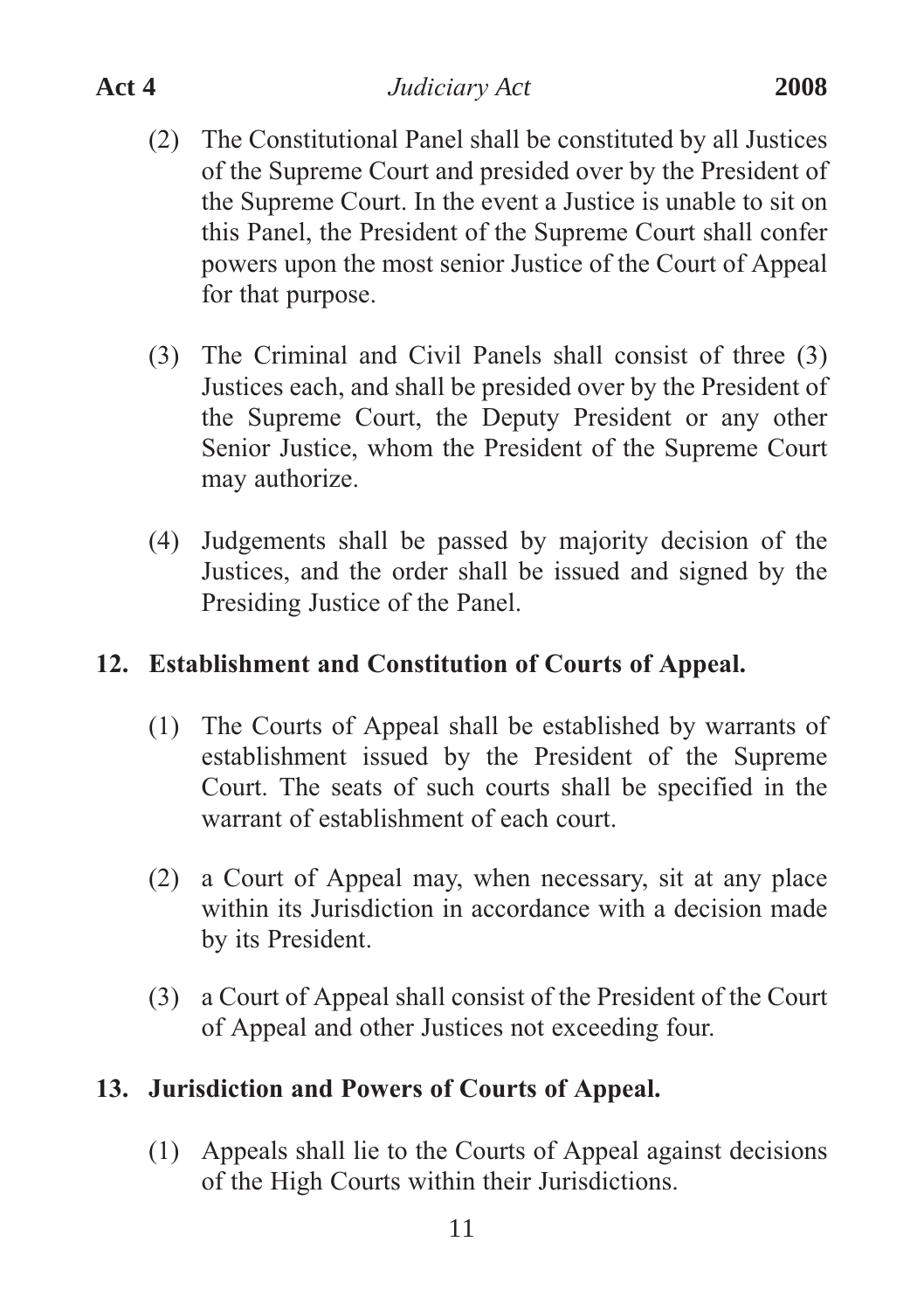(2) The Constitutional Panel shall be constituted by all Justices of the Supreme Court and presided over by the President of the Supreme Court. In the event a Justice is unable to sit on this Panel, the President of the Supreme Court shall confer powers upon the most senior Justice of the Court of Appeal for that purpose.

(3) The Criminal and Civil Panels shall consist of three (3) Justices each, and shall be presided over by the President of the Supreme Court, the Deputy President or any other Senior Justice, whom the President of the Supreme Court may authorize.

(4) Judgements shall be passed by majority decision of the Justices, and the order shall be issued and signed by the Presiding Justice of the Panel.

## 12. Establishment and Constitution of Courts of Appeal.

(1) The Courts of Appeal shall be established by warrants of establishment issued by the President of the Supreme Court. The seats of such courts shall be specified in the warrant of establishment of each court.

(2) a Court of Appeal may, when necessary, sit at any place within its Jurisdiction in accordance with a decision made by its President.

(3) a Court of Appeal shall consist of the President of the Court of Appeal and other Justices not exceeding four.

## 13. Jurisdiction and Powers of Courts of Appeal.

(1) Appeals shall lie to the Courts of Appeal against decisions of the High Courts within their Jurisdictions.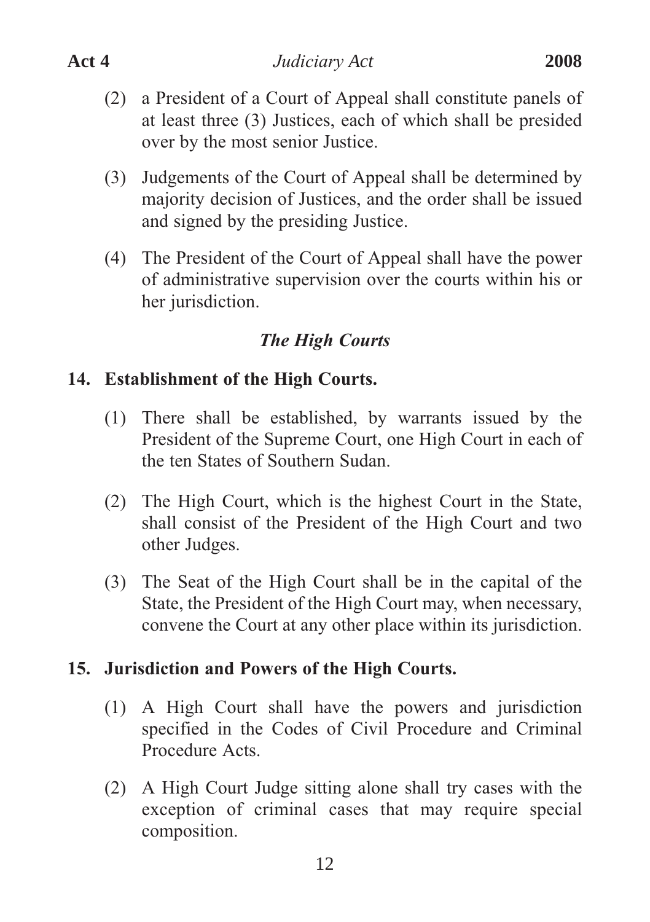(2) a President of a Court of Appeal shall constitute panels of at least three (3) Justices, each of which shall be presided over by the most senior Justice.

(3) Judgements of the Court of Appeal shall be determined by majority decision of Justices, and the order shall be issued and signed by the presiding Justice.

(4) The President of the Court of Appeal shall have the power of administrative supervision over the courts within his or her jurisdiction.

### *The High Courts*

#### 14. Establishment of the High Courts.

(1) There shall be established, by warrants issued by the President of the Supreme Court, one High Court in each of the ten States of Southern Sudan.

(2) The High Court, which is the highest Court in the State, shall consist of the President of the High Court and two other Judges.

(3) The Seat of the High Court shall be in the capital of the State, the President of the High Court may, when necessary, convene the Court at any other place within its jurisdiction.

#### 15. Jurisdiction and Powers of the High Courts.

(1) A High Court shall have the powers and jurisdiction specified in the Codes of Civil Procedure and Criminal Procedure Acts.

(2) A High Court Judge sitting alone shall try cases with the exception of criminal cases that may require special composition.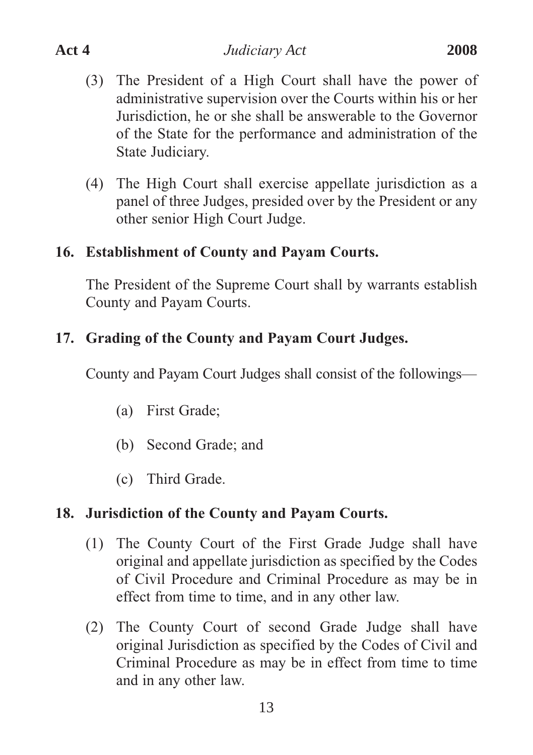(3) The President of a High Court shall have the power of administrative supervision over the Courts within his or her Jurisdiction, he or she shall be answerable to the Governor of the State for the performance and administration of the State Judiciary.

(4) The High Court shall exercise appellate jurisdiction as a panel of three Judges, presided over by the President or any other senior High Court Judge.

**16. Establishment of County and Payam Courts.**

The President of the Supreme Court shall by warrants establish County and Payam Courts.

**17. Grading of the County and Payam Court Judges.**

County and Payam Court Judges shall consist of the followings—

(a) First Grade;

(b) Second Grade; and

(c) Third Grade.

**18. Jurisdiction of the County and Payam Courts.**

(1) The County Court of the First Grade Judge shall have original and appellate jurisdiction as specified by the Codes of Civil Procedure and Criminal Procedure as may be in effect from time to time, and in any other law.

(2) The County Court of second Grade Judge shall have original Jurisdiction as specified by the Codes of Civil and Criminal Procedure as may be in effect from time to time and in any other law.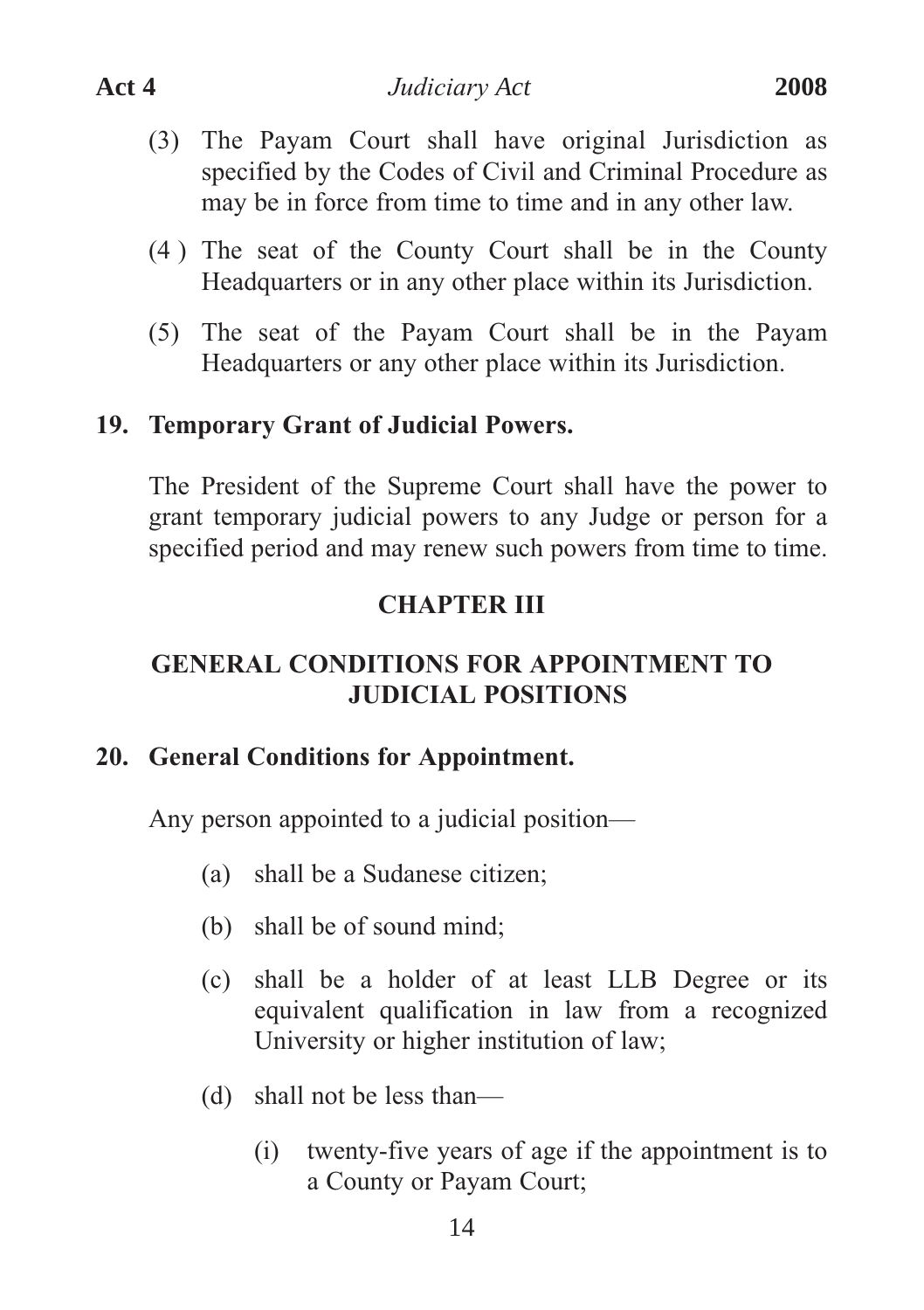(3) The Payam Court shall have original Jurisdiction as specified by the Codes of Civil and Criminal Procedure as may be in force from time to time and in any other law.

(4 ) The seat of the County Court shall be in the County Headquarters or in any other place within its Jurisdiction.

(5) The seat of the Payam Court shall be in the Payam Headquarters or any other place within its Jurisdiction.

**19. Temporary Grant of Judicial Powers.**

The President of the Supreme Court shall have the power to grant temporary judicial powers to any Judge or person for a specified period and may renew such powers from time to time.

## CHAPTER III

## GENERAL CONDITIONS FOR APPOINTMENT TO JUDICIAL POSITIONS

**20. General Conditions for Appointment.**

Any person appointed to a judicial position—

(a) shall be a Sudanese citizen;

(b) shall be of sound mind;

(c) shall be a holder of at least LLB Degree or its equivalent qualification in law from a recognized University or higher institution of law;

(d) shall not be less than—

(i) twenty-five years of age if the appointment is to a County or Payam Court;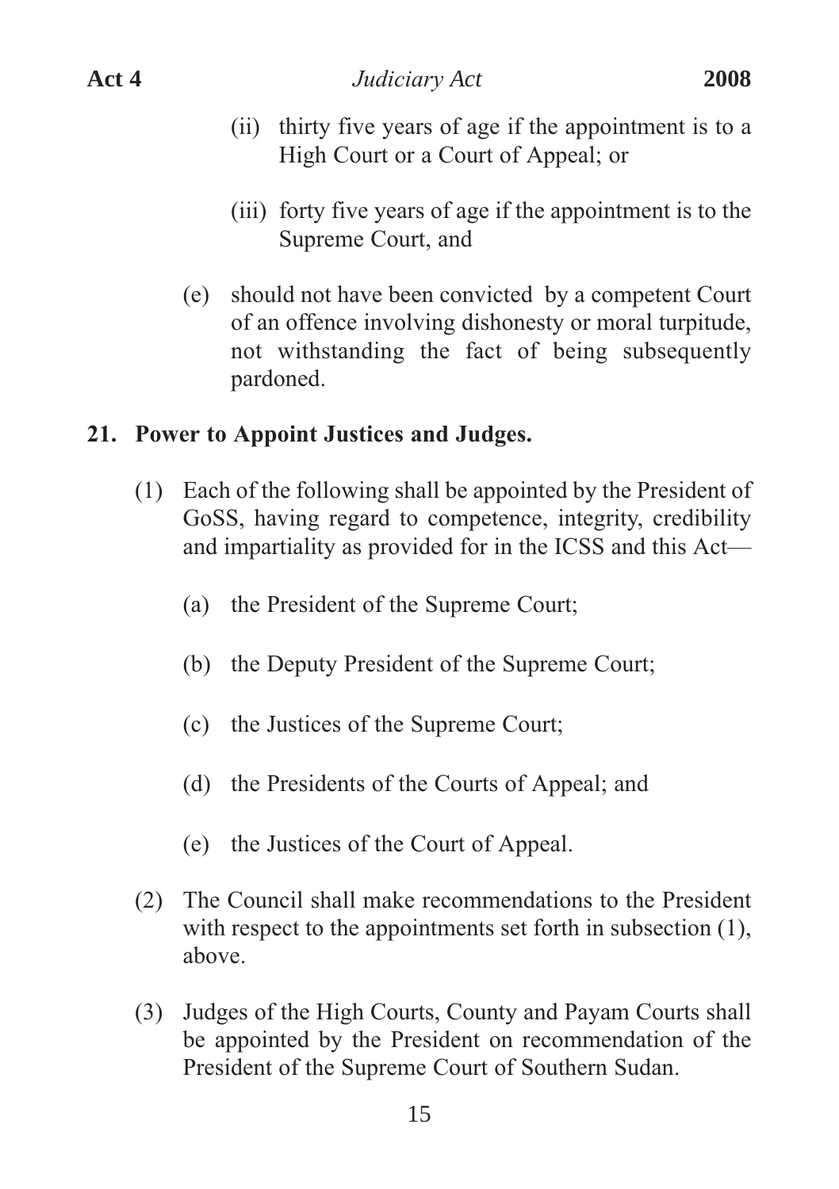(ii) thirty five years of age if the appointment is to a High Court or a Court of Appeal; or

(iii) forty five years of age if the appointment is to the Supreme Court, and

(e) should not have been convicted by a competent Court of an offence involving dishonesty or moral turpitude, not withstanding the fact of being subsequently pardoned.

## 21. Power to Appoint Justices and Judges.

(1) Each of the following shall be appointed by the President of GoSS, having regard to competence, integrity, credibility and impartiality as provided for in the ICSS and this Act—

(a) the President of the Supreme Court;

(b) the Deputy President of the Supreme Court;

(c) the Justices of the Supreme Court;

(d) the Presidents of the Courts of Appeal; and

(e) the Justices of the Court of Appeal.

(2) The Council shall make recommendations to the President with respect to the appointments set forth in subsection (1), above.

(3) Judges of the High Courts, County and Payam Courts shall be appointed by the President on recommendation of the President of the Supreme Court of Southern Sudan.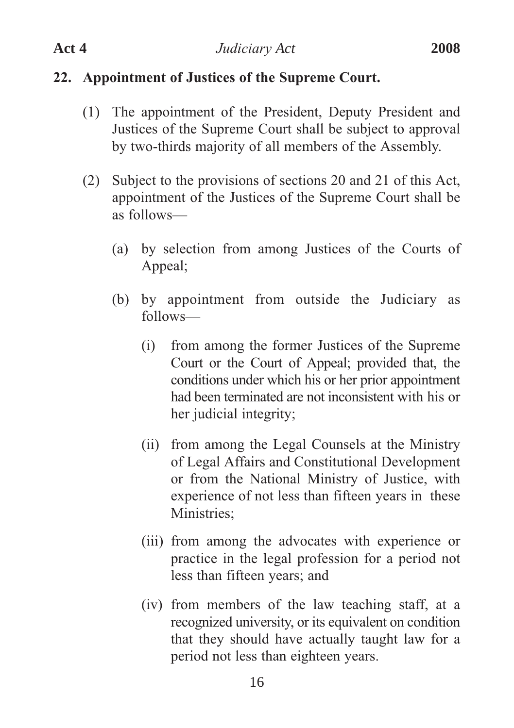## 22. Appointment of Justices of the Supreme Court.

(1) The appointment of the President, Deputy President and Justices of the Supreme Court shall be subject to approval by two-thirds majority of all members of the Assembly.

(2) Subject to the provisions of sections 20 and 21 of this Act, appointment of the Justices of the Supreme Court shall be as follows—

(a) by selection from among Justices of the Courts of Appeal;

(b) by appointment from outside the Judiciary as follows—

(i) from among the former Justices of the Supreme Court or the Court of Appeal; provided that, the conditions under which his or her prior appointment had been terminated are not inconsistent with his or her judicial integrity;

(ii) from among the Legal Counsels at the Ministry of Legal Affairs and Constitutional Development or from the National Ministry of Justice, with experience of not less than fifteen years in these Ministries;

(iii) from among the advocates with experience or practice in the legal profession for a period not less than fifteen years; and

(iv) from members of the law teaching staff, at a recognized university, or its equivalent on condition that they should have actually taught law for a period not less than eighteen years.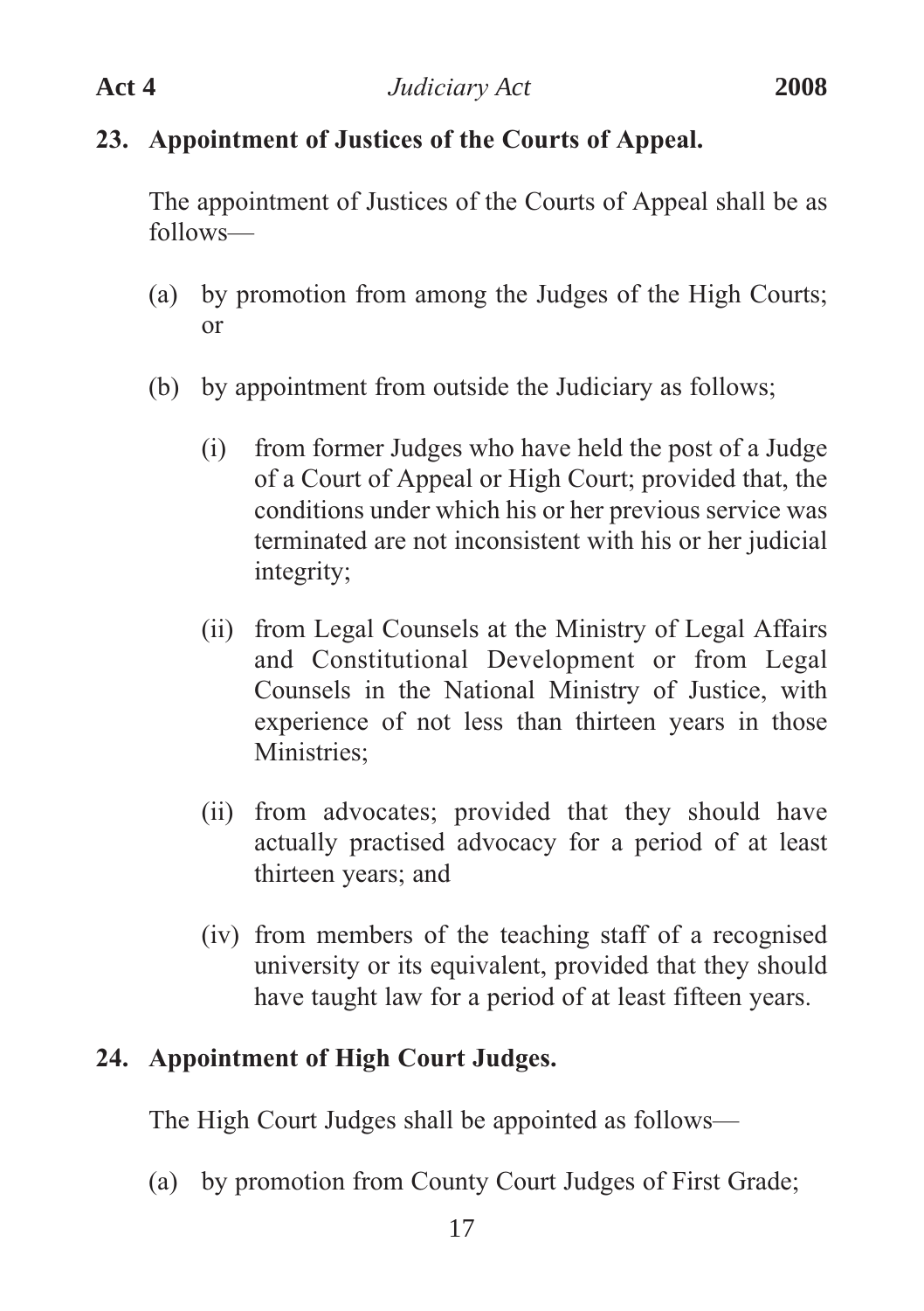**23. Appointment of Justices of the Courts of Appeal.**

The appointment of Justices of the Courts of Appeal shall be as follows—

(a) by promotion from among the Judges of the High Courts; or

(b) by appointment from outside the Judiciary as follows;

(i) from former Judges who have held the post of a Judge of a Court of Appeal or High Court; provided that, the conditions under which his or her previous service was terminated are not inconsistent with his or her judicial integrity;

(ii) from Legal Counsels at the Ministry of Legal Affairs and Constitutional Development or from Legal Counsels in the National Ministry of Justice, with experience of not less than thirteen years in those Ministries;

(ii) from advocates; provided that they should have actually practised advocacy for a period of at least thirteen years; and

(iv) from members of the teaching staff of a recognised university or its equivalent, provided that they should have taught law for a period of at least fifteen years.

**24. Appointment of High Court Judges.**

The High Court Judges shall be appointed as follows—

(a) by promotion from County Court Judges of First Grade;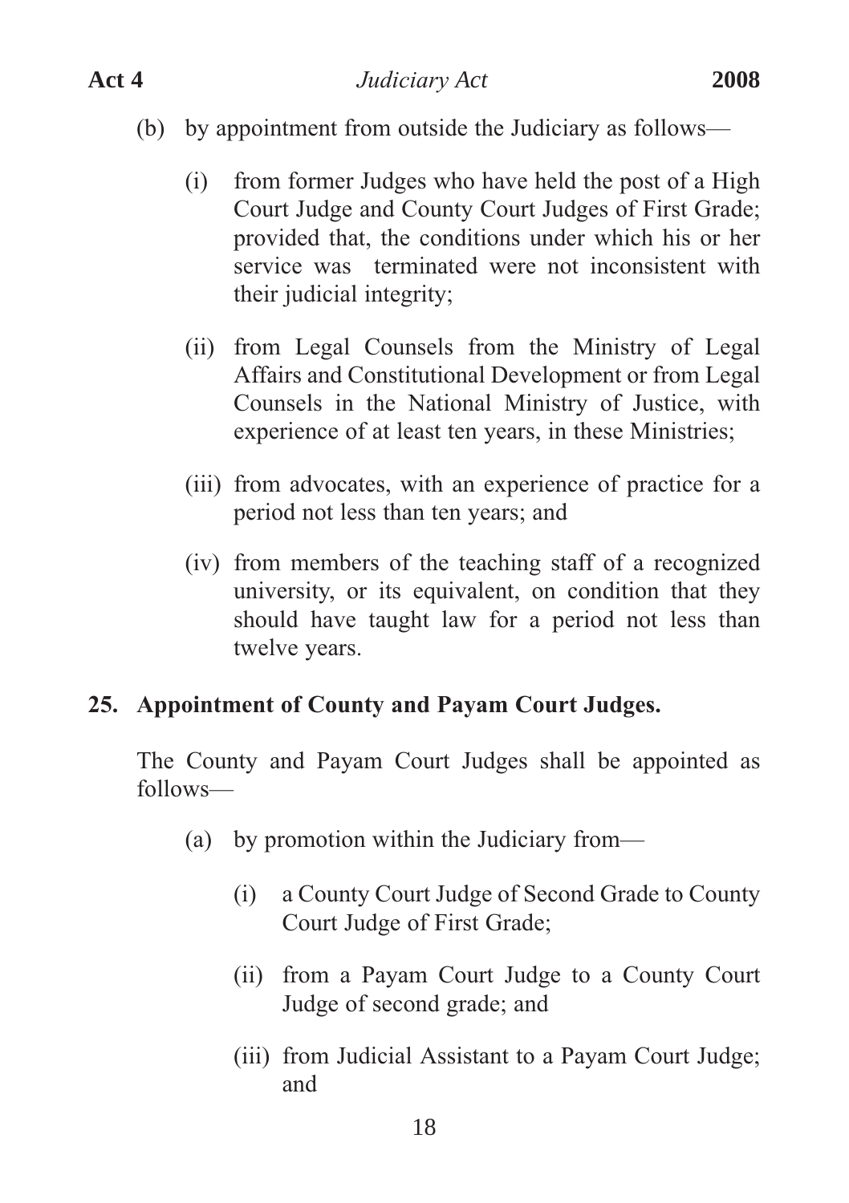(b) by appointment from outside the Judiciary as follows—

  (i) from former Judges who have held the post of a High Court Judge and County Court Judges of First Grade; provided that, the conditions under which his or her service was terminated were not inconsistent with their judicial integrity;

  (ii) from Legal Counsels from the Ministry of Legal Affairs and Constitutional Development or from Legal Counsels in the National Ministry of Justice, with experience of at least ten years, in these Ministries;

  (iii) from advocates, with an experience of practice for a period not less than ten years; and

  (iv) from members of the teaching staff of a recognized university, or its equivalent, on condition that they should have taught law for a period not less than twelve years.

**25. Appointment of County and Payam Court Judges.**

The County and Payam Court Judges shall be appointed as follows—

(a) by promotion within the Judiciary from—

  (i) a County Court Judge of Second Grade to County Court Judge of First Grade;

  (ii) from a Payam Court Judge to a County Court Judge of second grade; and

  (iii) from Judicial Assistant to a Payam Court Judge; and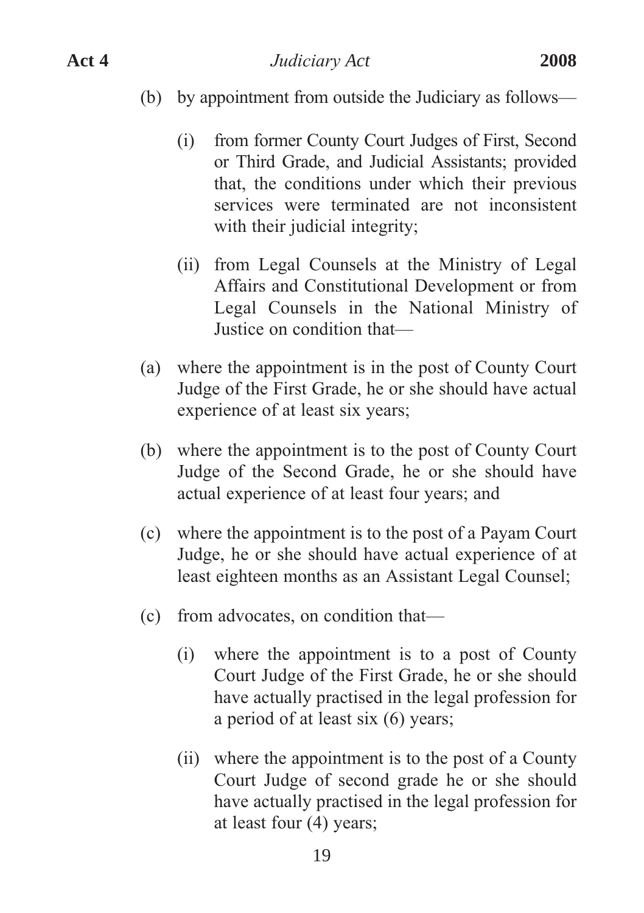(b) by appointment from outside the Judiciary as follows—

  (i) from former County Court Judges of First, Second or Third Grade, and Judicial Assistants; provided that, the conditions under which their previous services were terminated are not inconsistent with their judicial integrity;

  (ii) from Legal Counsels at the Ministry of Legal Affairs and Constitutional Development or from Legal Counsels in the National Ministry of Justice on condition that—

(a) where the appointment is in the post of County Court Judge of the First Grade, he or she should have actual experience of at least six years;

(b) where the appointment is to the post of County Court Judge of the Second Grade, he or she should have actual experience of at least four years; and

(c) where the appointment is to the post of a Payam Court Judge, he or she should have actual experience of at least eighteen months as an Assistant Legal Counsel;

(c) from advocates, on condition that—

  (i) where the appointment is to a post of County Court Judge of the First Grade, he or she should have actually practised in the legal profession for a period of at least six (6) years;

  (ii) where the appointment is to the post of a County Court Judge of second grade he or she should have actually practised in the legal profession for at least four (4) years;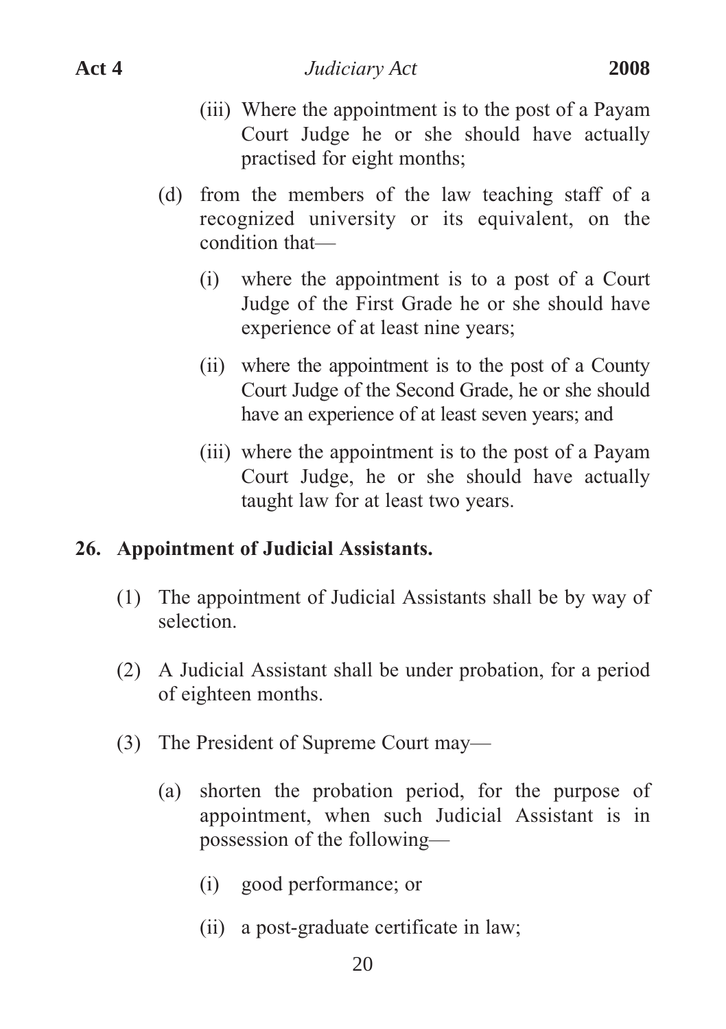(iii) Where the appointment is to the post of a Payam Court Judge he or she should have actually practised for eight months;

(d) from the members of the law teaching staff of a recognized university or its equivalent, on the condition that—

(i) where the appointment is to a post of a Court Judge of the First Grade he or she should have experience of at least nine years;

(ii) where the appointment is to the post of a County Court Judge of the Second Grade, he or she should have an experience of at least seven years; and

(iii) where the appointment is to the post of a Payam Court Judge, he or she should have actually taught law for at least two years.

## 26. Appointment of Judicial Assistants.

(1) The appointment of Judicial Assistants shall be by way of selection.

(2) A Judicial Assistant shall be under probation, for a period of eighteen months.

(3) The President of Supreme Court may—

(a) shorten the probation period, for the purpose of appointment, when such Judicial Assistant is in possession of the following—

(i) good performance; or

(ii) a post-graduate certificate in law;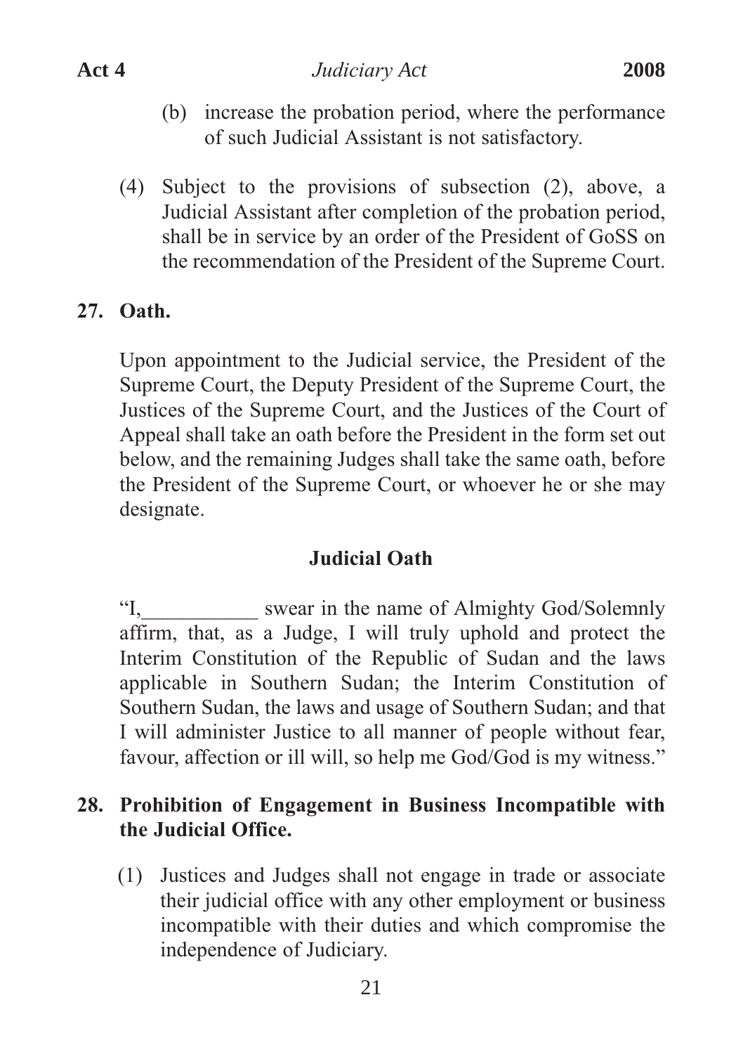(b) increase the probation period, where the performance of such Judicial Assistant is not satisfactory.

(4) Subject to the provisions of subsection (2), above, a Judicial Assistant after completion of the probation period, shall be in service by an order of the President of GoSS on the recommendation of the President of the Supreme Court.

**27. Oath.**

Upon appointment to the Judicial service, the President of the Supreme Court, the Deputy President of the Supreme Court, the Justices of the Supreme Court, and the Justices of the Court of Appeal shall take an oath before the President in the form set out below, and the remaining Judges shall take the same oath, before the President of the Supreme Court, or whoever he or she may designate.

**Judicial Oath**

"I,___________ swear in the name of Almighty God/Solemnly affirm, that, as a Judge, I will truly uphold and protect the Interim Constitution of the Republic of Sudan and the laws applicable in Southern Sudan; the Interim Constitution of Southern Sudan, the laws and usage of Southern Sudan; and that I will administer Justice to all manner of people without fear, favour, affection or ill will, so help me God/God is my witness."

**28. Prohibition of Engagement in Business Incompatible with the Judicial Office.**

(1) Justices and Judges shall not engage in trade or associate their judicial office with any other employment or business incompatible with their duties and which compromise the independence of Judiciary.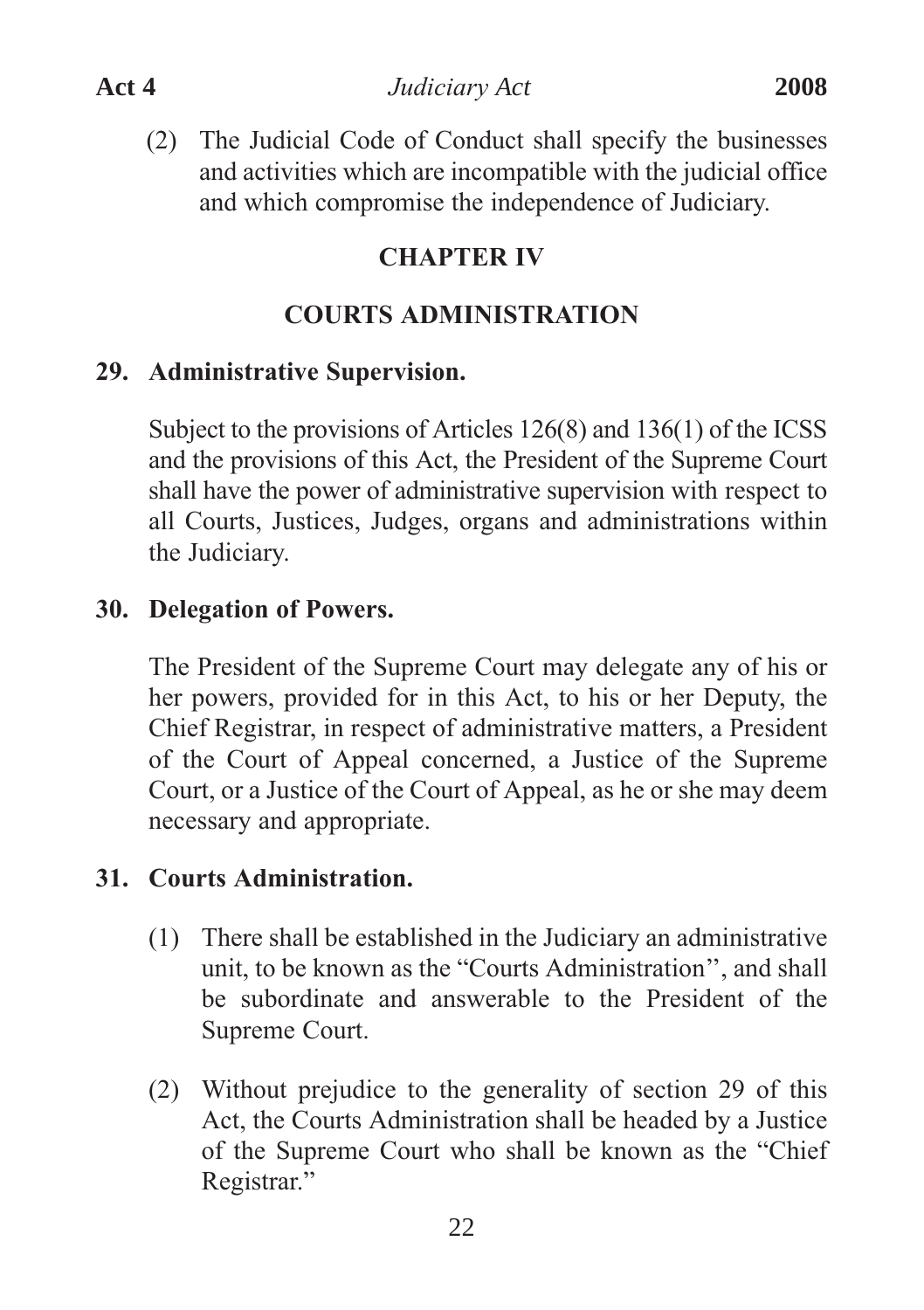(2) The Judicial Code of Conduct shall specify the businesses and activities which are incompatible with the judicial office and which compromise the independence of Judiciary.

## CHAPTER IV

## COURTS ADMINISTRATION

### 29. Administrative Supervision.

Subject to the provisions of Articles 126(8) and 136(1) of the ICSS and the provisions of this Act, the President of the Supreme Court shall have the power of administrative supervision with respect to all Courts, Justices, Judges, organs and administrations within the Judiciary.

### 30. Delegation of Powers.

The President of the Supreme Court may delegate any of his or her powers, provided for in this Act, to his or her Deputy, the Chief Registrar, in respect of administrative matters, a President of the Court of Appeal concerned, a Justice of the Supreme Court, or a Justice of the Court of Appeal, as he or she may deem necessary and appropriate.

### 31. Courts Administration.

(1) There shall be established in the Judiciary an administrative unit, to be known as the "Courts Administration", and shall be subordinate and answerable to the President of the Supreme Court.

(2) Without prejudice to the generality of section 29 of this Act, the Courts Administration shall be headed by a Justice of the Supreme Court who shall be known as the "Chief Registrar."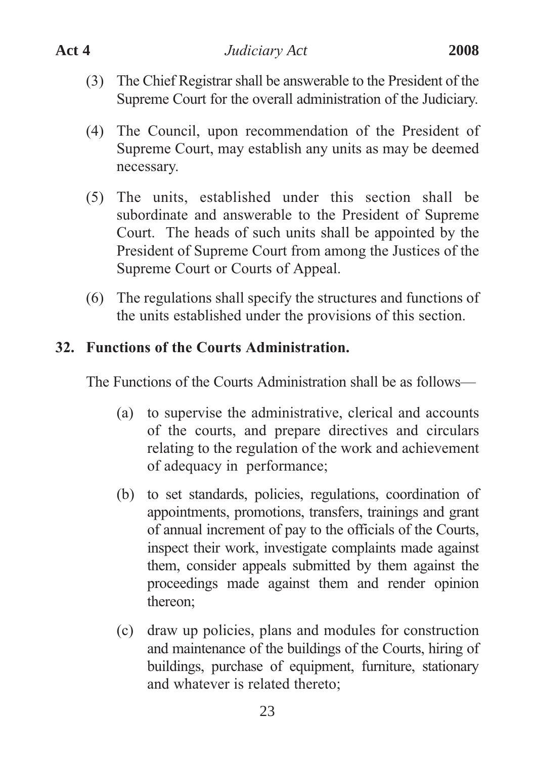(3) The Chief Registrar shall be answerable to the President of the Supreme Court for the overall administration of the Judiciary.

(4) The Council, upon recommendation of the President of Supreme Court, may establish any units as may be deemed necessary.

(5) The units, established under this section shall be subordinate and answerable to the President of Supreme Court. The heads of such units shall be appointed by the President of Supreme Court from among the Justices of the Supreme Court or Courts of Appeal.

(6) The regulations shall specify the structures and functions of the units established under the provisions of this section.

**32. Functions of the Courts Administration.**

The Functions of the Courts Administration shall be as follows—

(a) to supervise the administrative, clerical and accounts of the courts, and prepare directives and circulars relating to the regulation of the work and achievement of adequacy in performance;

(b) to set standards, policies, regulations, coordination of appointments, promotions, transfers, trainings and grant of annual increment of pay to the officials of the Courts, inspect their work, investigate complaints made against them, consider appeals submitted by them against the proceedings made against them and render opinion thereon;

(c) draw up policies, plans and modules for construction and maintenance of the buildings of the Courts, hiring of buildings, purchase of equipment, furniture, stationary and whatever is related thereto;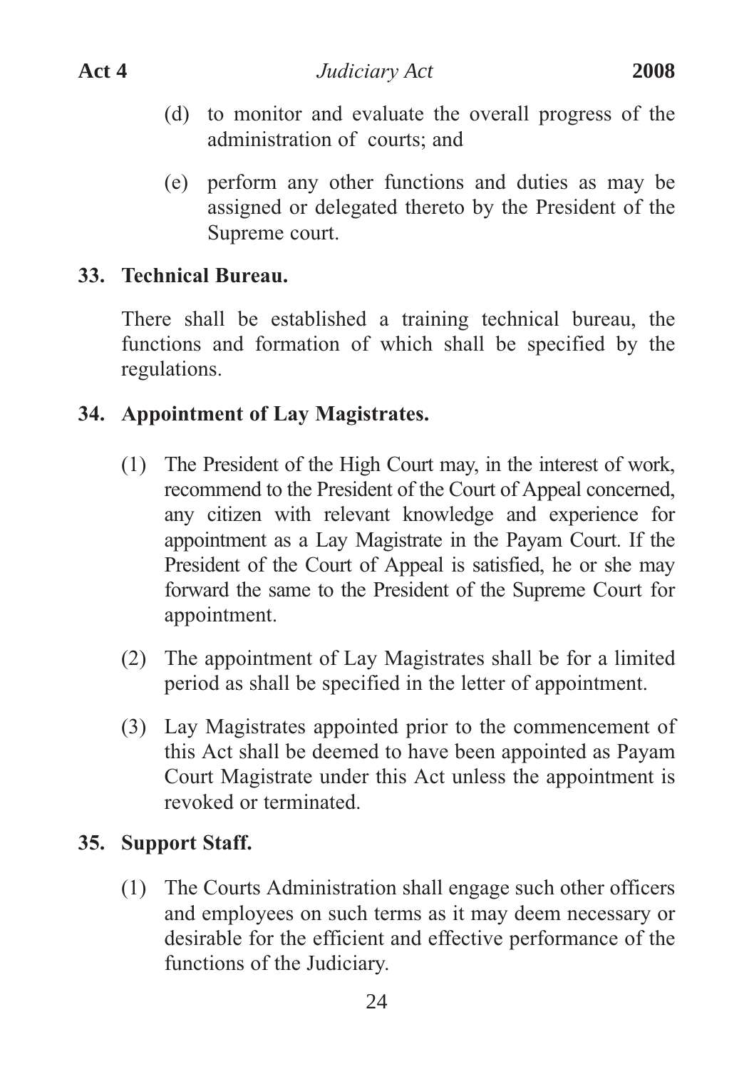(d) to monitor and evaluate the overall progress of the administration of courts; and

(e) perform any other functions and duties as may be assigned or delegated thereto by the President of the Supreme court.

**33. Technical Bureau.**

There shall be established a training technical bureau, the functions and formation of which shall be specified by the regulations.

**34. Appointment of Lay Magistrates.**

(1) The President of the High Court may, in the interest of work, recommend to the President of the Court of Appeal concerned, any citizen with relevant knowledge and experience for appointment as a Lay Magistrate in the Payam Court. If the President of the Court of Appeal is satisfied, he or she may forward the same to the President of the Supreme Court for appointment.

(2) The appointment of Lay Magistrates shall be for a limited period as shall be specified in the letter of appointment.

(3) Lay Magistrates appointed prior to the commencement of this Act shall be deemed to have been appointed as Payam Court Magistrate under this Act unless the appointment is revoked or terminated.

**35. Support Staff.**

(1) The Courts Administration shall engage such other officers and employees on such terms as it may deem necessary or desirable for the efficient and effective performance of the functions of the Judiciary.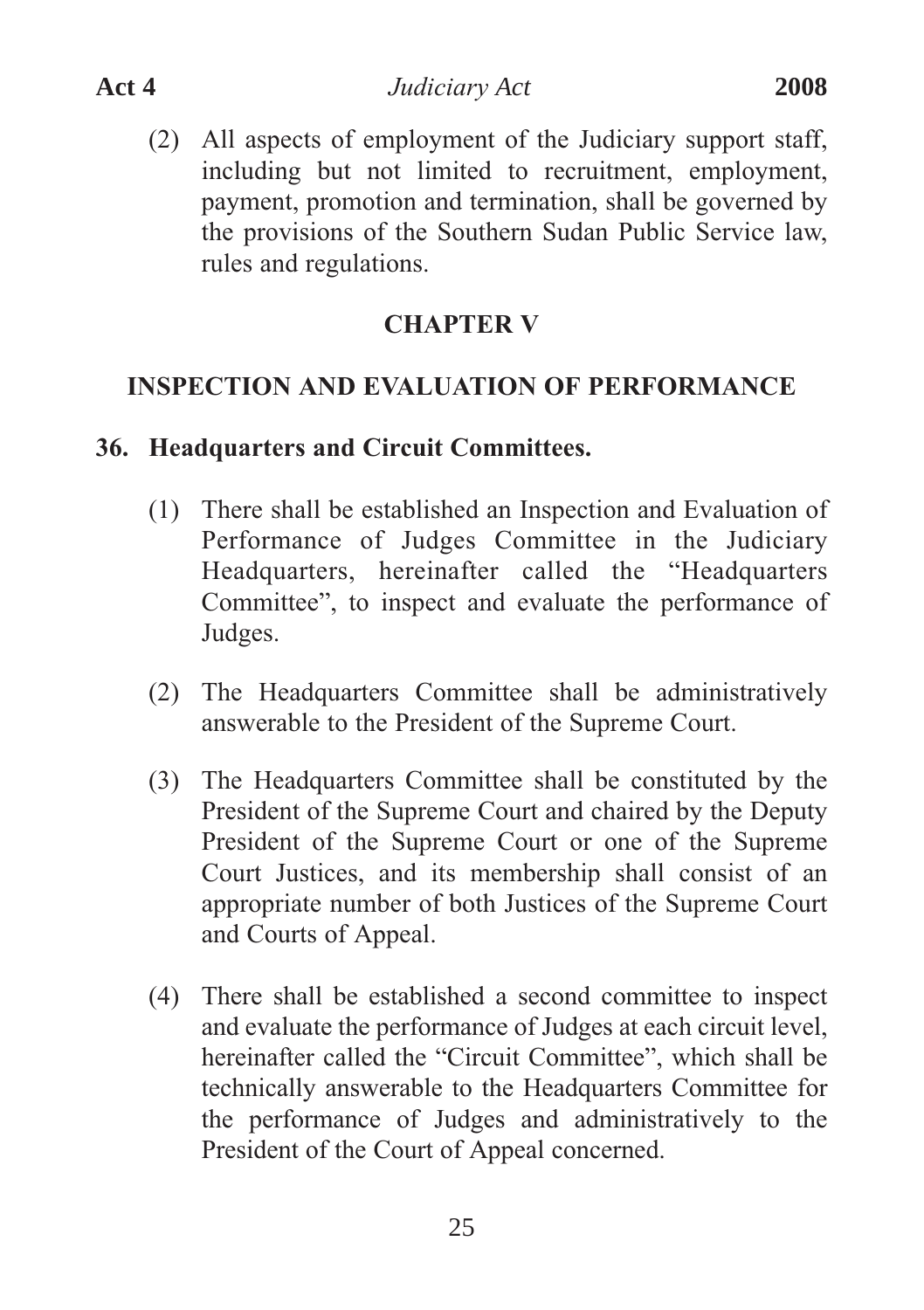(2) All aspects of employment of the Judiciary support staff, including but not limited to recruitment, employment, payment, promotion and termination, shall be governed by the provisions of the Southern Sudan Public Service law, rules and regulations.

## CHAPTER V

## INSPECTION AND EVALUATION OF PERFORMANCE

### 36. Headquarters and Circuit Committees.

(1) There shall be established an Inspection and Evaluation of Performance of Judges Committee in the Judiciary Headquarters, hereinafter called the "Headquarters Committee", to inspect and evaluate the performance of Judges.

(2) The Headquarters Committee shall be administratively answerable to the President of the Supreme Court.

(3) The Headquarters Committee shall be constituted by the President of the Supreme Court and chaired by the Deputy President of the Supreme Court or one of the Supreme Court Justices, and its membership shall consist of an appropriate number of both Justices of the Supreme Court and Courts of Appeal.

(4) There shall be established a second committee to inspect and evaluate the performance of Judges at each circuit level, hereinafter called the "Circuit Committee", which shall be technically answerable to the Headquarters Committee for the performance of Judges and administratively to the President of the Court of Appeal concerned.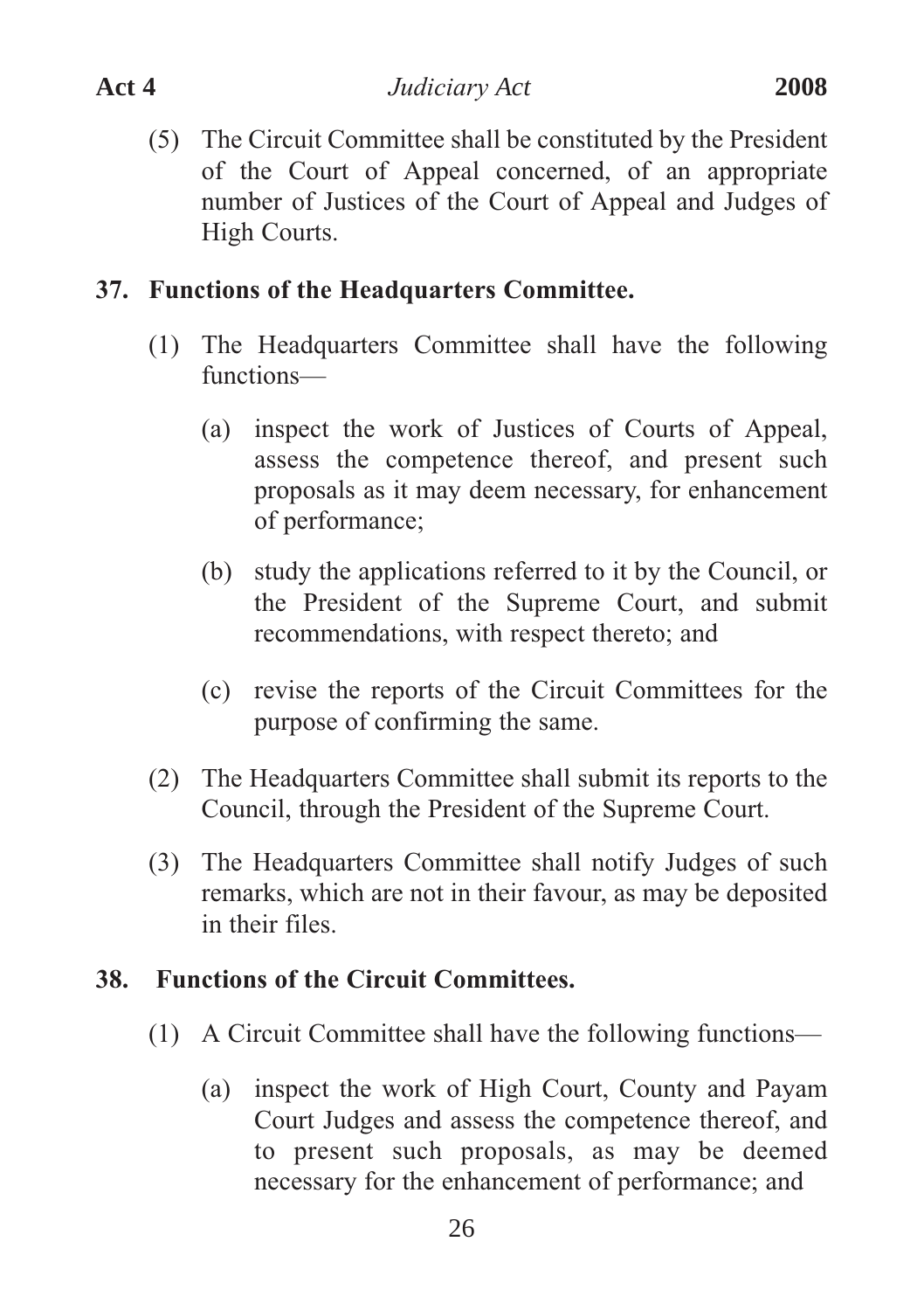(5) The Circuit Committee shall be constituted by the President of the Court of Appeal concerned, of an appropriate number of Justices of the Court of Appeal and Judges of High Courts.

### 37. Functions of the Headquarters Committee.

(1) The Headquarters Committee shall have the following functions—

(a) inspect the work of Justices of Courts of Appeal, assess the competence thereof, and present such proposals as it may deem necessary, for enhancement of performance;

(b) study the applications referred to it by the Council, or the President of the Supreme Court, and submit recommendations, with respect thereto; and

(c) revise the reports of the Circuit Committees for the purpose of confirming the same.

(2) The Headquarters Committee shall submit its reports to the Council, through the President of the Supreme Court.

(3) The Headquarters Committee shall notify Judges of such remarks, which are not in their favour, as may be deposited in their files.

### 38. Functions of the Circuit Committees.

(1) A Circuit Committee shall have the following functions—

(a) inspect the work of High Court, County and Payam Court Judges and assess the competence thereof, and to present such proposals, as may be deemed necessary for the enhancement of performance; and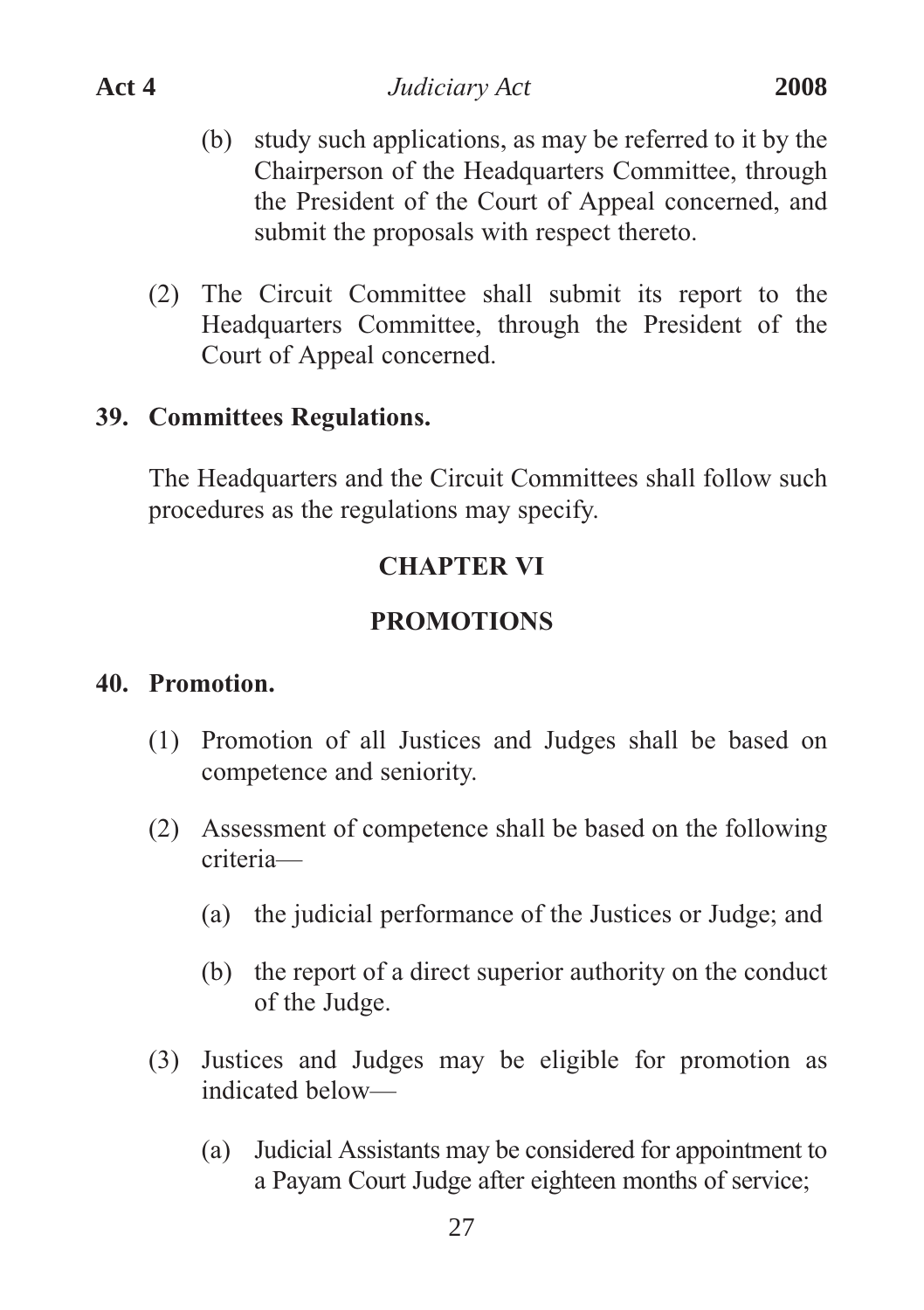(b) study such applications, as may be referred to it by the Chairperson of the Headquarters Committee, through the President of the Court of Appeal concerned, and submit the proposals with respect thereto.

(2) The Circuit Committee shall submit its report to the Headquarters Committee, through the President of the Court of Appeal concerned.

**39. Committees Regulations.**

The Headquarters and the Circuit Committees shall follow such procedures as the regulations may specify.

## CHAPTER VI

## PROMOTIONS

**40. Promotion.**

(1) Promotion of all Justices and Judges shall be based on competence and seniority.

(2) Assessment of competence shall be based on the following criteria—

(a) the judicial performance of the Justices or Judge; and

(b) the report of a direct superior authority on the conduct of the Judge.

(3) Justices and Judges may be eligible for promotion as indicated below—

(a) Judicial Assistants may be considered for appointment to a Payam Court Judge after eighteen months of service;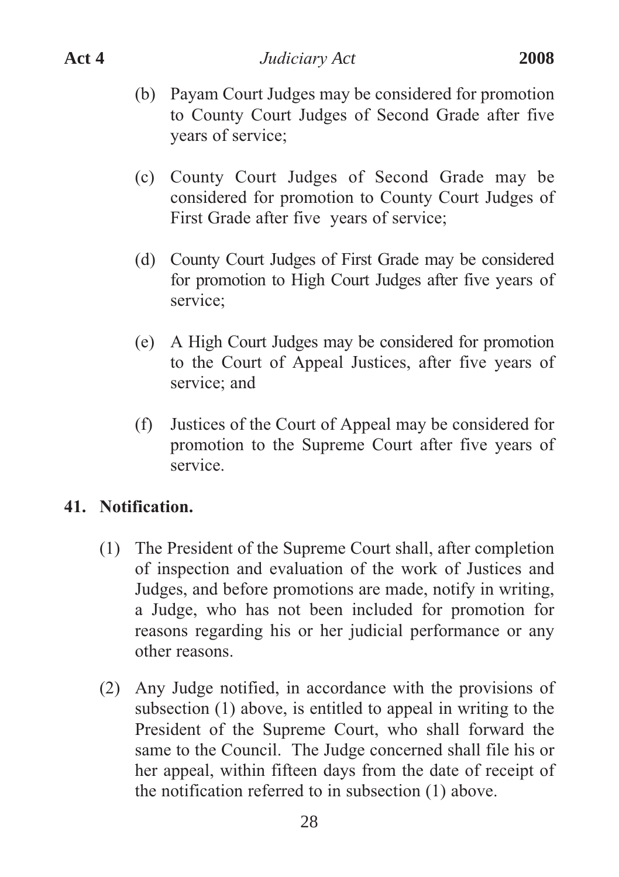(b) Payam Court Judges may be considered for promotion to County Court Judges of Second Grade after five years of service;

(c) County Court Judges of Second Grade may be considered for promotion to County Court Judges of First Grade after five years of service;

(d) County Court Judges of First Grade may be considered for promotion to High Court Judges after five years of service;

(e) A High Court Judges may be considered for promotion to the Court of Appeal Justices, after five years of service; and

(f) Justices of the Court of Appeal may be considered for promotion to the Supreme Court after five years of service.

**41. Notification.**

(1) The President of the Supreme Court shall, after completion of inspection and evaluation of the work of Justices and Judges, and before promotions are made, notify in writing, a Judge, who has not been included for promotion for reasons regarding his or her judicial performance or any other reasons.

(2) Any Judge notified, in accordance with the provisions of subsection (1) above, is entitled to appeal in writing to the President of the Supreme Court, who shall forward the same to the Council. The Judge concerned shall file his or her appeal, within fifteen days from the date of receipt of the notification referred to in subsection (1) above.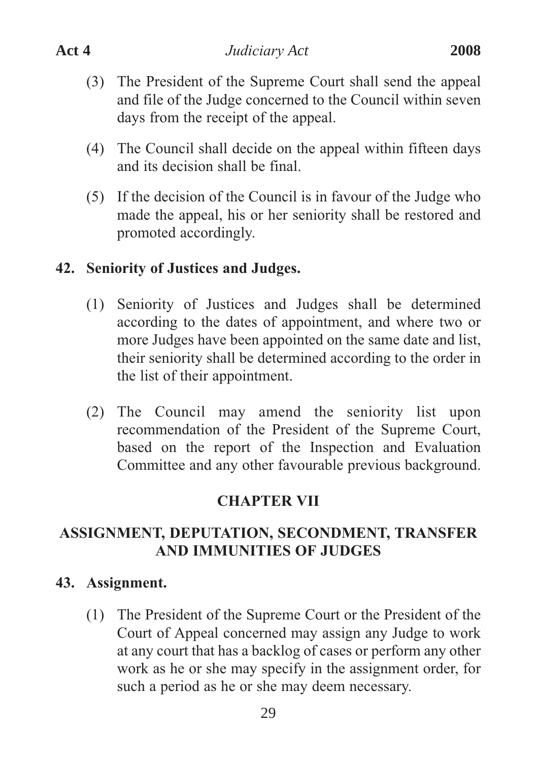(3) The President of the Supreme Court shall send the appeal and file of the Judge concerned to the Council within seven days from the receipt of the appeal.

(4) The Council shall decide on the appeal within fifteen days and its decision shall be final.

(5) If the decision of the Council is in favour of the Judge who made the appeal, his or her seniority shall be restored and promoted accordingly.

### 42. Seniority of Justices and Judges.

(1) Seniority of Justices and Judges shall be determined according to the dates of appointment, and where two or more Judges have been appointed on the same date and list, their seniority shall be determined according to the order in the list of their appointment.

(2) The Council may amend the seniority list upon recommendation of the President of the Supreme Court, based on the report of the Inspection and Evaluation Committee and any other favourable previous background.

## CHAPTER VII

## ASSIGNMENT, DEPUTATION, SECONDMENT, TRANSFER AND IMMUNITIES OF JUDGES

### 43. Assignment.

(1) The President of the Supreme Court or the President of the Court of Appeal concerned may assign any Judge to work at any court that has a backlog of cases or perform any other work as he or she may specify in the assignment order, for such a period as he or she may deem necessary.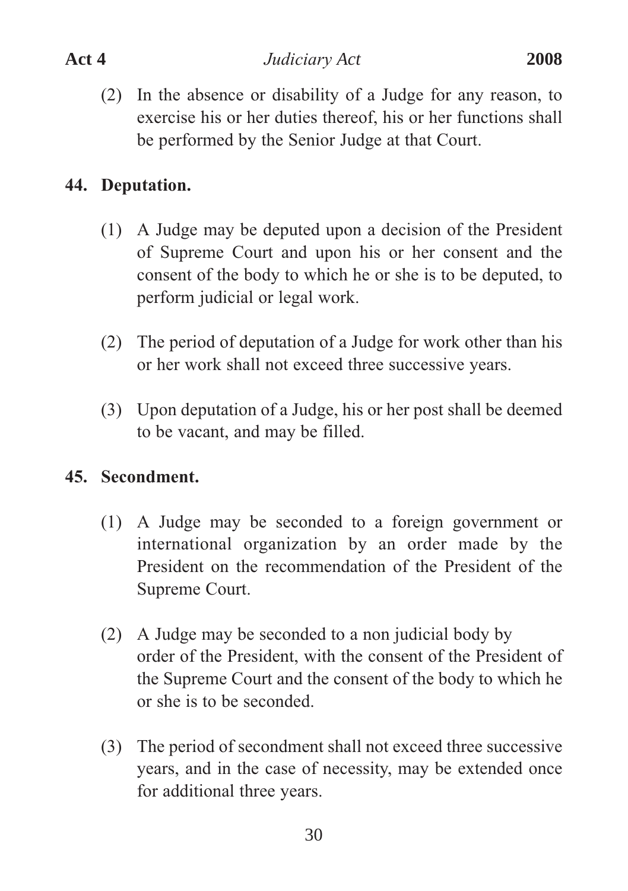(2) In the absence or disability of a Judge for any reason, to exercise his or her duties thereof, his or her functions shall be performed by the Senior Judge at that Court.

## 44. Deputation.

(1) A Judge may be deputed upon a decision of the President of Supreme Court and upon his or her consent and the consent of the body to which he or she is to be deputed, to perform judicial or legal work.

(2) The period of deputation of a Judge for work other than his or her work shall not exceed three successive years.

(3) Upon deputation of a Judge, his or her post shall be deemed to be vacant, and may be filled.

## 45. Secondment.

(1) A Judge may be seconded to a foreign government or international organization by an order made by the President on the recommendation of the President of the Supreme Court.

(2) A Judge may be seconded to a non judicial body by order of the President, with the consent of the President of the Supreme Court and the consent of the body to which he or she is to be seconded.

(3) The period of secondment shall not exceed three successive years, and in the case of necessity, may be extended once for additional three years.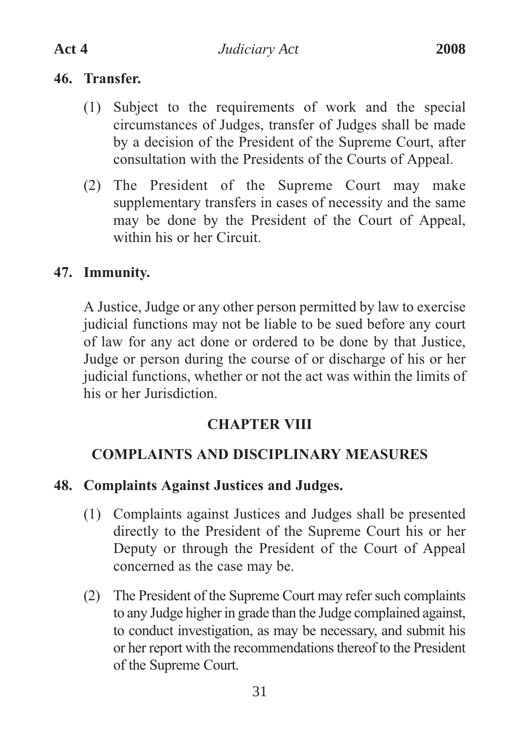## 46. Transfer.

(1) Subject to the requirements of work and the special circumstances of Judges, transfer of Judges shall be made by a decision of the President of the Supreme Court, after consultation with the Presidents of the Courts of Appeal.

(2) The President of the Supreme Court may make supplementary transfers in cases of necessity and the same may be done by the President of the Court of Appeal, within his or her Circuit.

## 47. Immunity.

A Justice, Judge or any other person permitted by law to exercise judicial functions may not be liable to be sued before any court of law for any act done or ordered to be done by that Justice, Judge or person during the course of or discharge of his or her judicial functions, whether or not the act was within the limits of his or her Jurisdiction.

# CHAPTER VIII

# COMPLAINTS AND DISCIPLINARY MEASURES

## 48. Complaints Against Justices and Judges.

(1) Complaints against Justices and Judges shall be presented directly to the President of the Supreme Court his or her Deputy or through the President of the Court of Appeal concerned as the case may be.

(2) The President of the Supreme Court may refer such complaints to any Judge higher in grade than the Judge complained against, to conduct investigation, as may be necessary, and submit his or her report with the recommendations thereof to the President of the Supreme Court.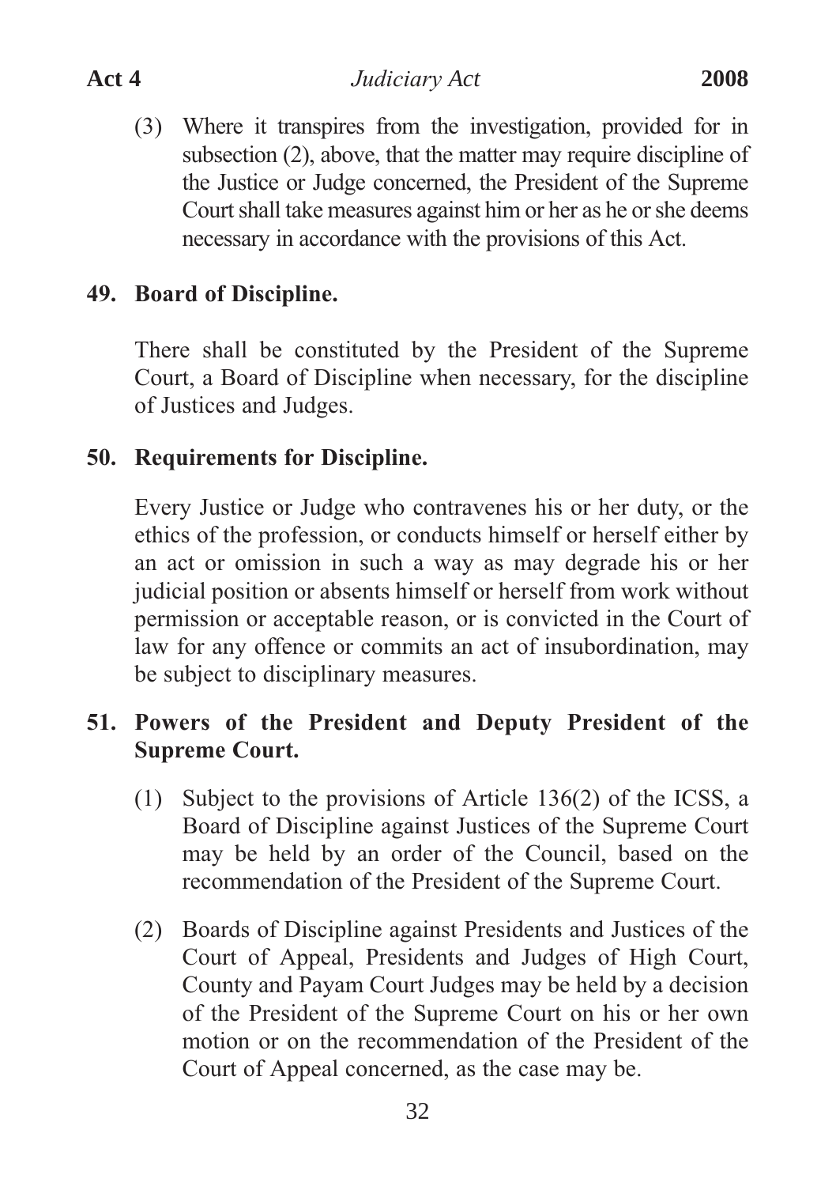(3) Where it transpires from the investigation, provided for in subsection (2), above, that the matter may require discipline of the Justice or Judge concerned, the President of the Supreme Court shall take measures against him or her as he or she deems necessary in accordance with the provisions of this Act.

## 49. Board of Discipline.

There shall be constituted by the President of the Supreme Court, a Board of Discipline when necessary, for the discipline of Justices and Judges.

## 50. Requirements for Discipline.

Every Justice or Judge who contravenes his or her duty, or the ethics of the profession, or conducts himself or herself either by an act or omission in such a way as may degrade his or her judicial position or absents himself or herself from work without permission or acceptable reason, or is convicted in the Court of law for any offence or commits an act of insubordination, may be subject to disciplinary measures.

## 51. Powers of the President and Deputy President of the Supreme Court.

(1) Subject to the provisions of Article 136(2) of the ICSS, a Board of Discipline against Justices of the Supreme Court may be held by an order of the Council, based on the recommendation of the President of the Supreme Court.

(2) Boards of Discipline against Presidents and Justices of the Court of Appeal, Presidents and Judges of High Court, County and Payam Court Judges may be held by a decision of the President of the Supreme Court on his or her own motion or on the recommendation of the President of the Court of Appeal concerned, as the case may be.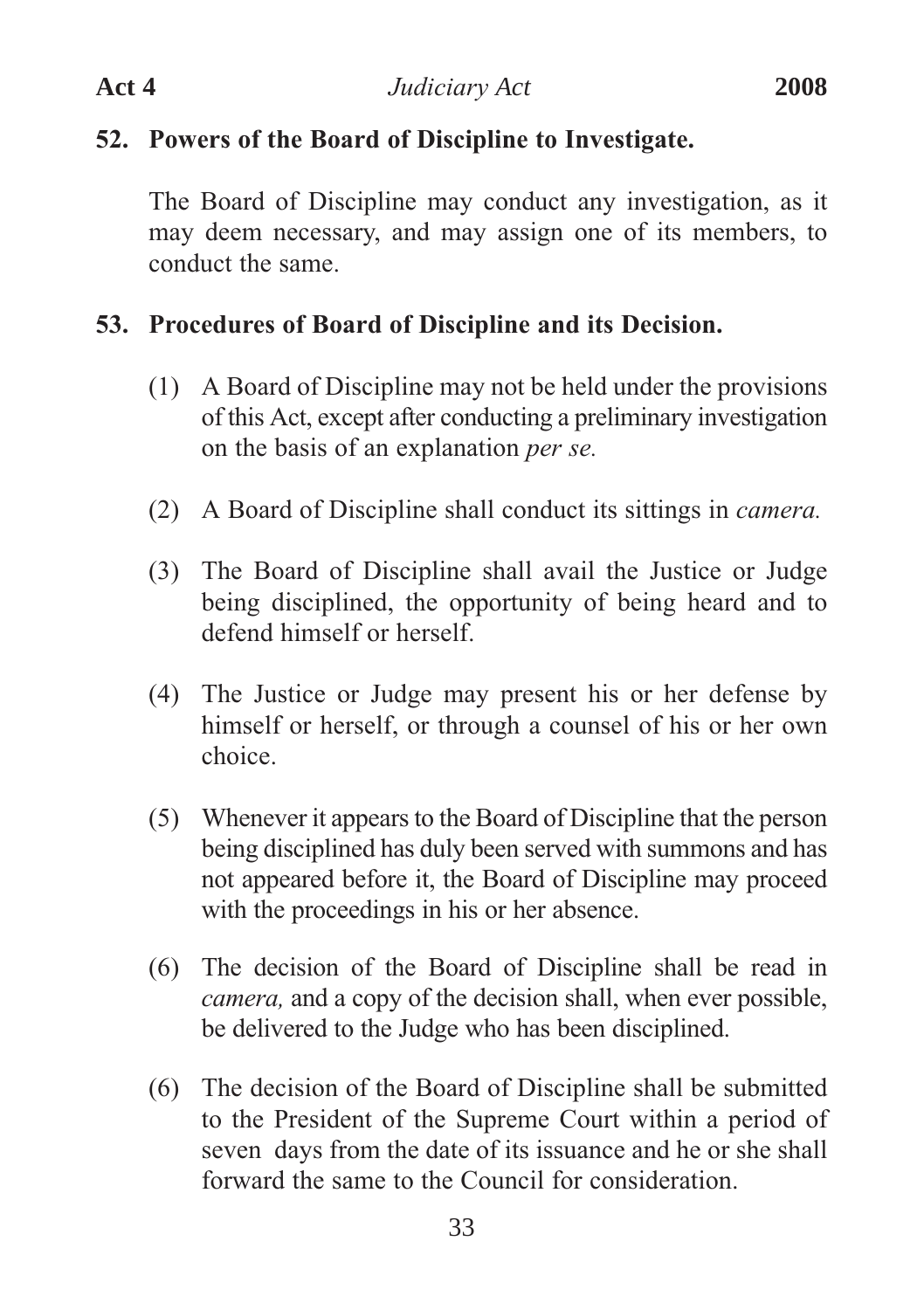## 52. Powers of the Board of Discipline to Investigate.

The Board of Discipline may conduct any investigation, as it may deem necessary, and may assign one of its members, to conduct the same.

## 53. Procedures of Board of Discipline and its Decision.

(1) A Board of Discipline may not be held under the provisions of this Act, except after conducting a preliminary investigation on the basis of an explanation *per se.*

(2) A Board of Discipline shall conduct its sittings in *camera.*

(3) The Board of Discipline shall avail the Justice or Judge being disciplined, the opportunity of being heard and to defend himself or herself.

(4) The Justice or Judge may present his or her defense by himself or herself, or through a counsel of his or her own choice.

(5) Whenever it appears to the Board of Discipline that the person being disciplined has duly been served with summons and has not appeared before it, the Board of Discipline may proceed with the proceedings in his or her absence.

(6) The decision of the Board of Discipline shall be read in *camera,* and a copy of the decision shall, when ever possible, be delivered to the Judge who has been disciplined.

(6) The decision of the Board of Discipline shall be submitted to the President of the Supreme Court within a period of seven days from the date of its issuance and he or she shall forward the same to the Council for consideration.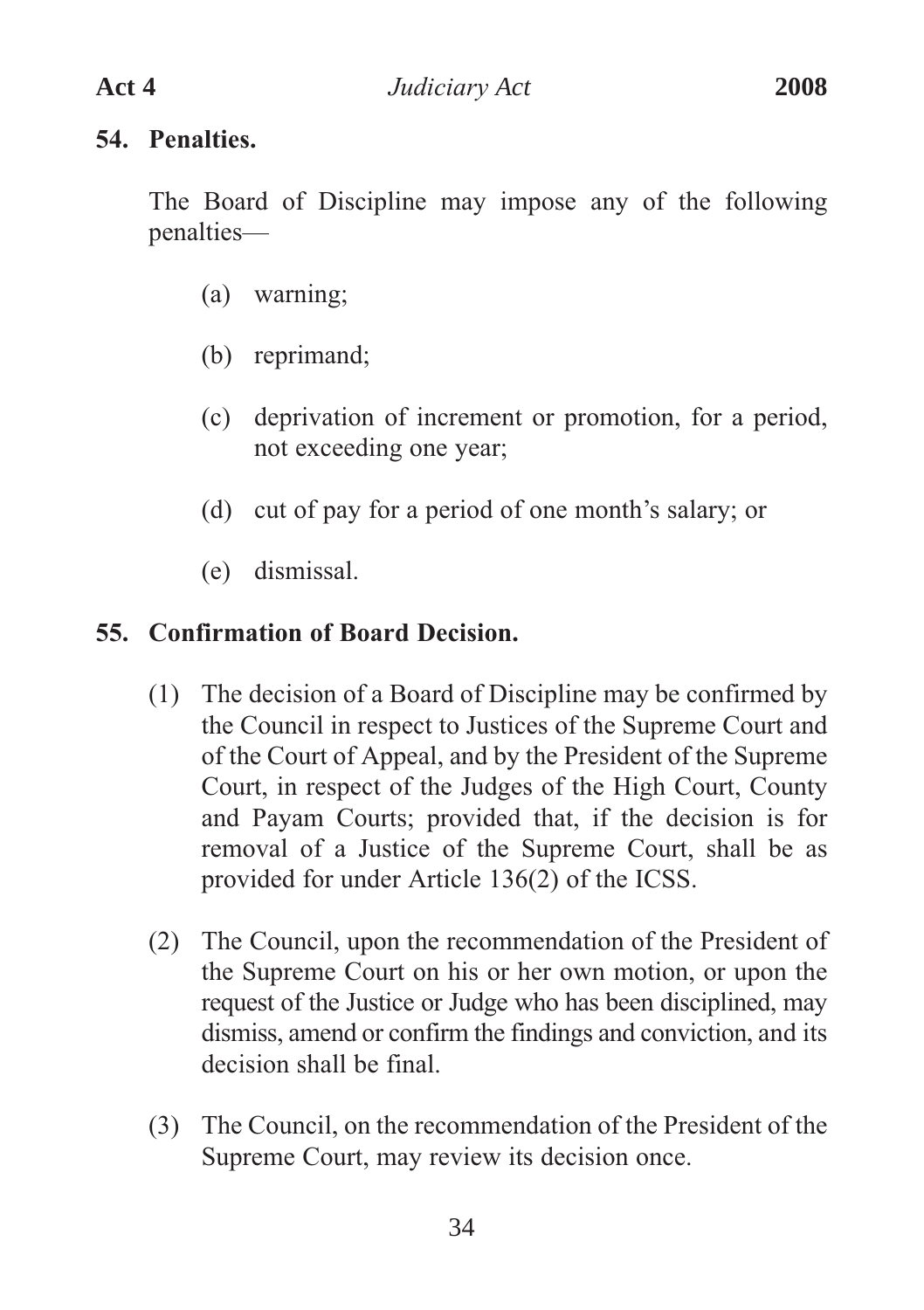## 54. Penalties.

The Board of Discipline may impose any of the following penalties—

(a) warning;

(b) reprimand;

(c) deprivation of increment or promotion, for a period, not exceeding one year;

(d) cut of pay for a period of one month's salary; or

(e) dismissal.

## 55. Confirmation of Board Decision.

(1) The decision of a Board of Discipline may be confirmed by the Council in respect to Justices of the Supreme Court and of the Court of Appeal, and by the President of the Supreme Court, in respect of the Judges of the High Court, County and Payam Courts; provided that, if the decision is for removal of a Justice of the Supreme Court, shall be as provided for under Article 136(2) of the ICSS.

(2) The Council, upon the recommendation of the President of the Supreme Court on his or her own motion, or upon the request of the Justice or Judge who has been disciplined, may dismiss, amend or confirm the findings and conviction, and its decision shall be final.

(3) The Council, on the recommendation of the President of the Supreme Court, may review its decision once.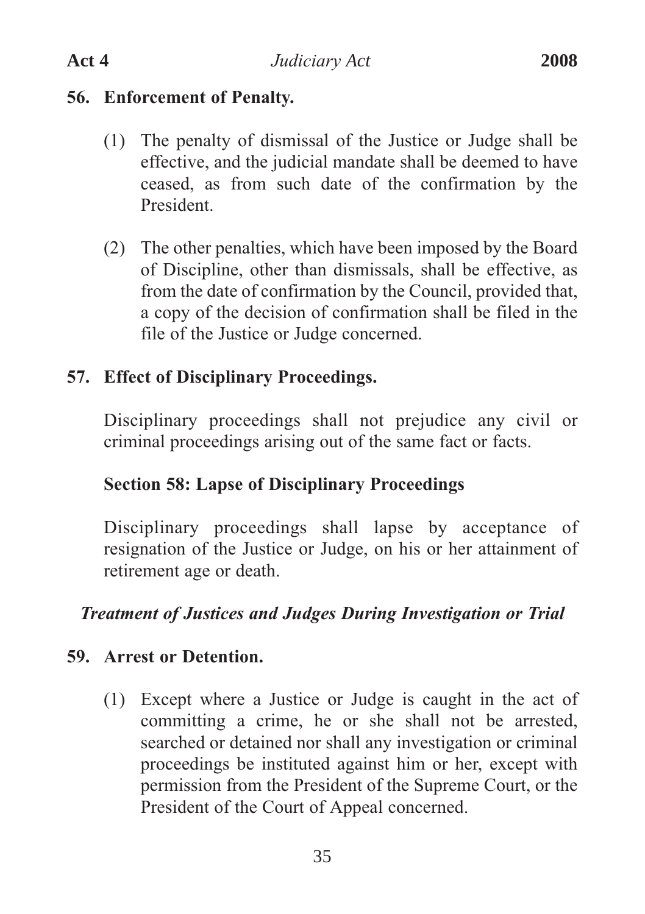## 56. Enforcement of Penalty.

(1) The penalty of dismissal of the Justice or Judge shall be effective, and the judicial mandate shall be deemed to have ceased, as from such date of the confirmation by the President.

(2) The other penalties, which have been imposed by the Board of Discipline, other than dismissals, shall be effective, as from the date of confirmation by the Council, provided that, a copy of the decision of confirmation shall be filed in the file of the Justice or Judge concerned.

## 57. Effect of Disciplinary Proceedings.

Disciplinary proceedings shall not prejudice any civil or criminal proceedings arising out of the same fact or facts.

## Section 58: Lapse of Disciplinary Proceedings

Disciplinary proceedings shall lapse by acceptance of resignation of the Justice or Judge, on his or her attainment of retirement age or death.

***Treatment of Justices and Judges During Investigation or Trial***

## 59. Arrest or Detention.

(1) Except where a Justice or Judge is caught in the act of committing a crime, he or she shall not be arrested, searched or detained nor shall any investigation or criminal proceedings be instituted against him or her, except with permission from the President of the Supreme Court, or the President of the Court of Appeal concerned.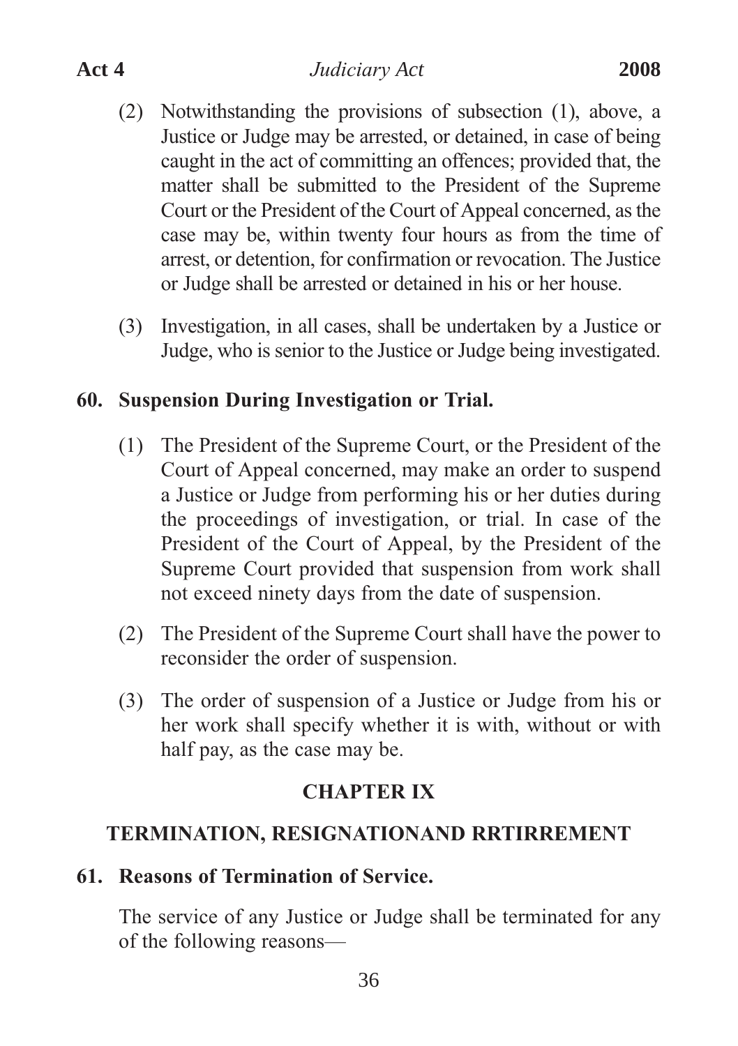(2) Notwithstanding the provisions of subsection (1), above, a Justice or Judge may be arrested, or detained, in case of being caught in the act of committing an offences; provided that, the matter shall be submitted to the President of the Supreme Court or the President of the Court of Appeal concerned, as the case may be, within twenty four hours as from the time of arrest, or detention, for confirmation or revocation. The Justice or Judge shall be arrested or detained in his or her house.

(3) Investigation, in all cases, shall be undertaken by a Justice or Judge, who is senior to the Justice or Judge being investigated.

**60. Suspension During Investigation or Trial.**

(1) The President of the Supreme Court, or the President of the Court of Appeal concerned, may make an order to suspend a Justice or Judge from performing his or her duties during the proceedings of investigation, or trial. In case of the President of the Court of Appeal, by the President of the Supreme Court provided that suspension from work shall not exceed ninety days from the date of suspension.

(2) The President of the Supreme Court shall have the power to reconsider the order of suspension.

(3) The order of suspension of a Justice or Judge from his or her work shall specify whether it is with, without or with half pay, as the case may be.

## CHAPTER IX

## TERMINATION, RESIGNATIONAND RRTIRREMENT

**61. Reasons of Termination of Service.**

The service of any Justice or Judge shall be terminated for any of the following reasons—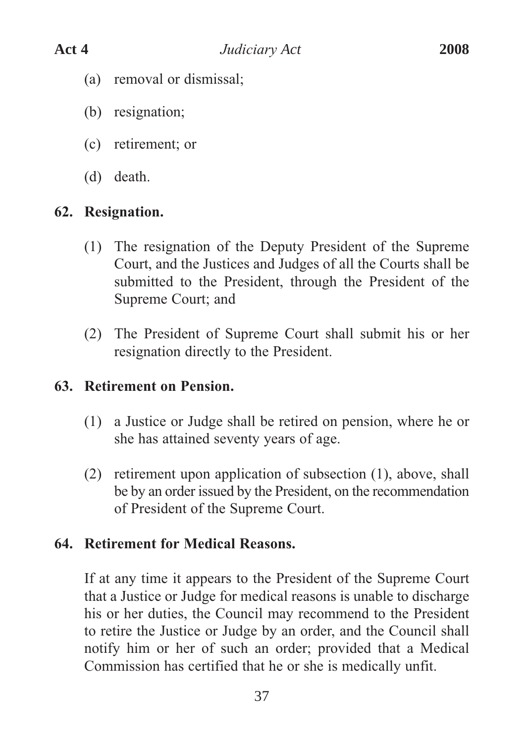(a) removal or dismissal;

(b) resignation;

(c) retirement; or

(d) death.

## 62. Resignation.

(1) The resignation of the Deputy President of the Supreme Court, and the Justices and Judges of all the Courts shall be submitted to the President, through the President of the Supreme Court; and

(2) The President of Supreme Court shall submit his or her resignation directly to the President.

## 63. Retirement on Pension.

(1) a Justice or Judge shall be retired on pension, where he or she has attained seventy years of age.

(2) retirement upon application of subsection (1), above, shall be by an order issued by the President, on the recommendation of President of the Supreme Court.

## 64. Retirement for Medical Reasons.

If at any time it appears to the President of the Supreme Court that a Justice or Judge for medical reasons is unable to discharge his or her duties, the Council may recommend to the President to retire the Justice or Judge by an order, and the Council shall notify him or her of such an order; provided that a Medical Commission has certified that he or she is medically unfit.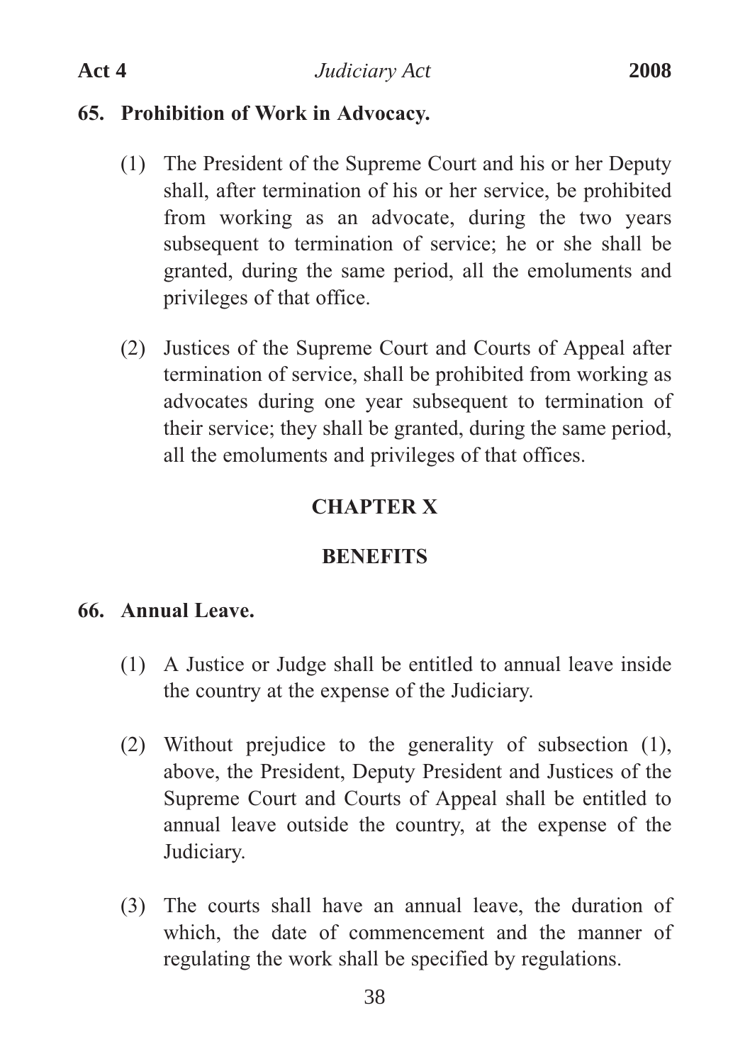### 65. Prohibition of Work in Advocacy.

(1) The President of the Supreme Court and his or her Deputy shall, after termination of his or her service, be prohibited from working as an advocate, during the two years subsequent to termination of service; he or she shall be granted, during the same period, all the emoluments and privileges of that office.

(2) Justices of the Supreme Court and Courts of Appeal after termination of service, shall be prohibited from working as advocates during one year subsequent to termination of their service; they shall be granted, during the same period, all the emoluments and privileges of that offices.

## CHAPTER X

## BENEFITS

### 66. Annual Leave.

(1) A Justice or Judge shall be entitled to annual leave inside the country at the expense of the Judiciary.

(2) Without prejudice to the generality of subsection (1), above, the President, Deputy President and Justices of the Supreme Court and Courts of Appeal shall be entitled to annual leave outside the country, at the expense of the Judiciary.

(3) The courts shall have an annual leave, the duration of which, the date of commencement and the manner of regulating the work shall be specified by regulations.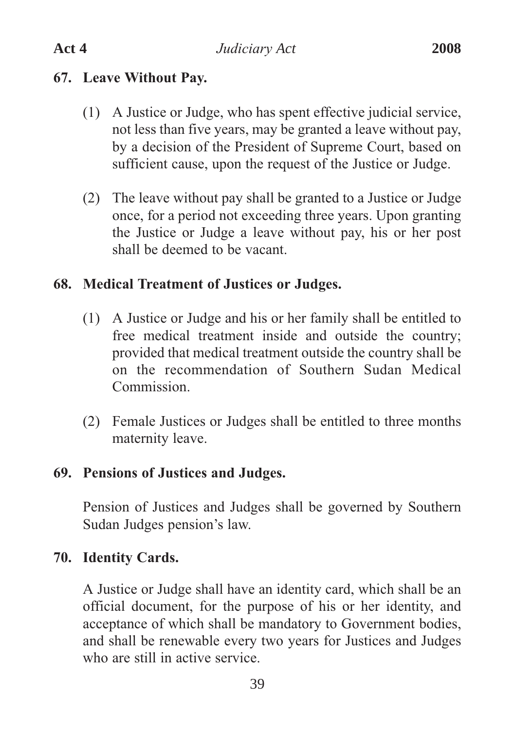## 67. Leave Without Pay.

(1) A Justice or Judge, who has spent effective judicial service, not less than five years, may be granted a leave without pay, by a decision of the President of Supreme Court, based on sufficient cause, upon the request of the Justice or Judge.

(2) The leave without pay shall be granted to a Justice or Judge once, for a period not exceeding three years. Upon granting the Justice or Judge a leave without pay, his or her post shall be deemed to be vacant.

## 68. Medical Treatment of Justices or Judges.

(1) A Justice or Judge and his or her family shall be entitled to free medical treatment inside and outside the country; provided that medical treatment outside the country shall be on the recommendation of Southern Sudan Medical Commission.

(2) Female Justices or Judges shall be entitled to three months maternity leave.

## 69. Pensions of Justices and Judges.

Pension of Justices and Judges shall be governed by Southern Sudan Judges pension's law.

## 70. Identity Cards.

A Justice or Judge shall have an identity card, which shall be an official document, for the purpose of his or her identity, and acceptance of which shall be mandatory to Government bodies, and shall be renewable every two years for Justices and Judges who are still in active service.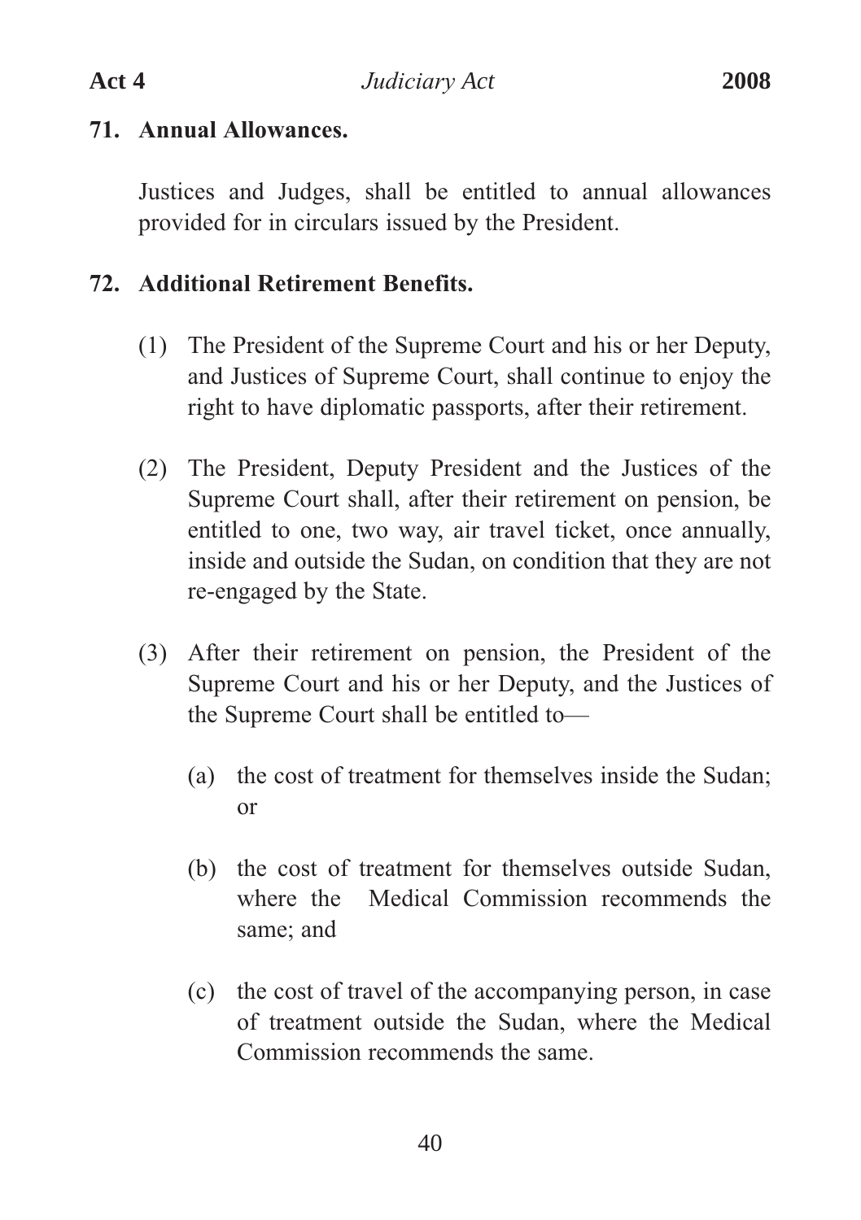## 71. Annual Allowances.

Justices and Judges, shall be entitled to annual allowances provided for in circulars issued by the President.

## 72. Additional Retirement Benefits.

(1) The President of the Supreme Court and his or her Deputy, and Justices of Supreme Court, shall continue to enjoy the right to have diplomatic passports, after their retirement.

(2) The President, Deputy President and the Justices of the Supreme Court shall, after their retirement on pension, be entitled to one, two way, air travel ticket, once annually, inside and outside the Sudan, on condition that they are not re-engaged by the State.

(3) After their retirement on pension, the President of the Supreme Court and his or her Deputy, and the Justices of the Supreme Court shall be entitled to—

(a) the cost of treatment for themselves inside the Sudan; or

(b) the cost of treatment for themselves outside Sudan, where the Medical Commission recommends the same; and

(c) the cost of travel of the accompanying person, in case of treatment outside the Sudan, where the Medical Commission recommends the same.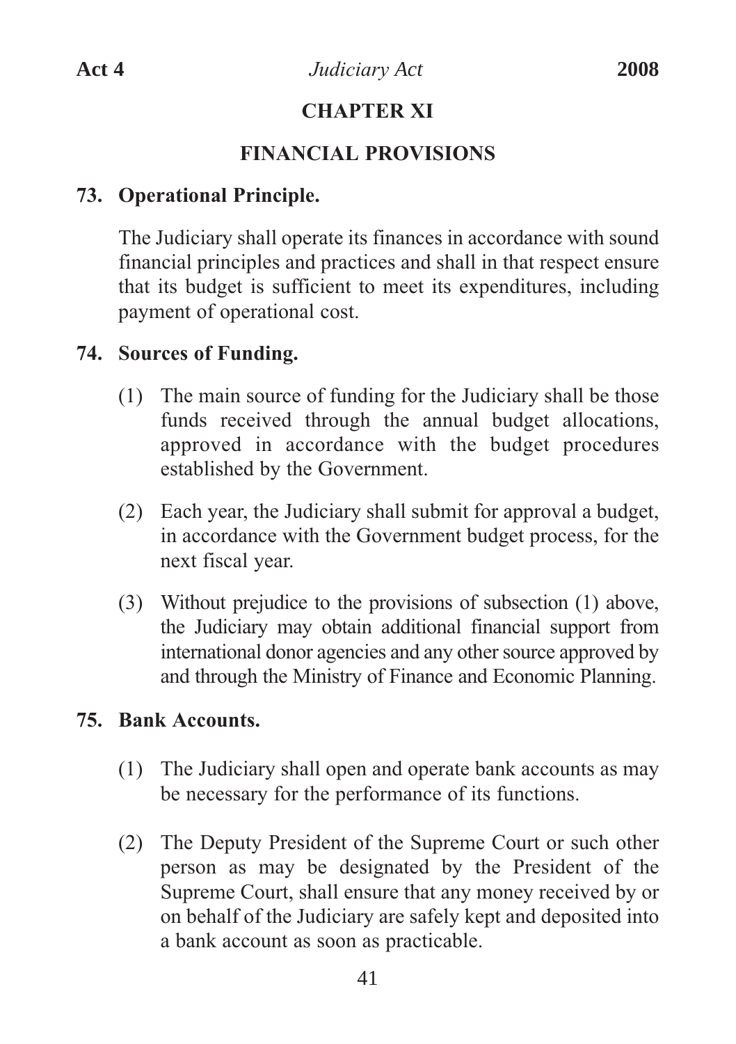## CHAPTER XI

## FINANCIAL PROVISIONS

### 73. Operational Principle.

The Judiciary shall operate its finances in accordance with sound financial principles and practices and shall in that respect ensure that its budget is sufficient to meet its expenditures, including payment of operational cost.

### 74. Sources of Funding.

(1) The main source of funding for the Judiciary shall be those funds received through the annual budget allocations, approved in accordance with the budget procedures established by the Government.

(2) Each year, the Judiciary shall submit for approval a budget, in accordance with the Government budget process, for the next fiscal year.

(3) Without prejudice to the provisions of subsection (1) above, the Judiciary may obtain additional financial support from international donor agencies and any other source approved by and through the Ministry of Finance and Economic Planning.

### 75. Bank Accounts.

(1) The Judiciary shall open and operate bank accounts as may be necessary for the performance of its functions.

(2) The Deputy President of the Supreme Court or such other person as may be designated by the President of the Supreme Court, shall ensure that any money received by or on behalf of the Judiciary are safely kept and deposited into a bank account as soon as practicable.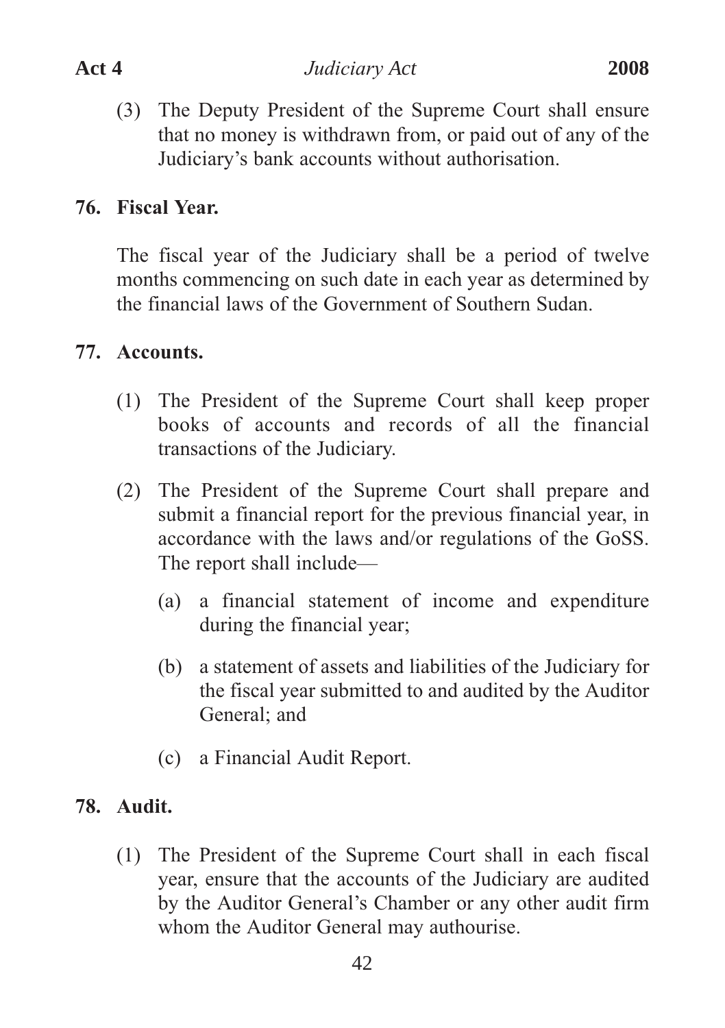(3) The Deputy President of the Supreme Court shall ensure that no money is withdrawn from, or paid out of any of the Judiciary's bank accounts without authorisation.

**76. Fiscal Year.**

The fiscal year of the Judiciary shall be a period of twelve months commencing on such date in each year as determined by the financial laws of the Government of Southern Sudan.

**77. Accounts.**

(1) The President of the Supreme Court shall keep proper books of accounts and records of all the financial transactions of the Judiciary.

(2) The President of the Supreme Court shall prepare and submit a financial report for the previous financial year, in accordance with the laws and/or regulations of the GoSS. The report shall include—

(a) a financial statement of income and expenditure during the financial year;

(b) a statement of assets and liabilities of the Judiciary for the fiscal year submitted to and audited by the Auditor General; and

(c) a Financial Audit Report.

**78. Audit.**

(1) The President of the Supreme Court shall in each fiscal year, ensure that the accounts of the Judiciary are audited by the Auditor General's Chamber or any other audit firm whom the Auditor General may authourise.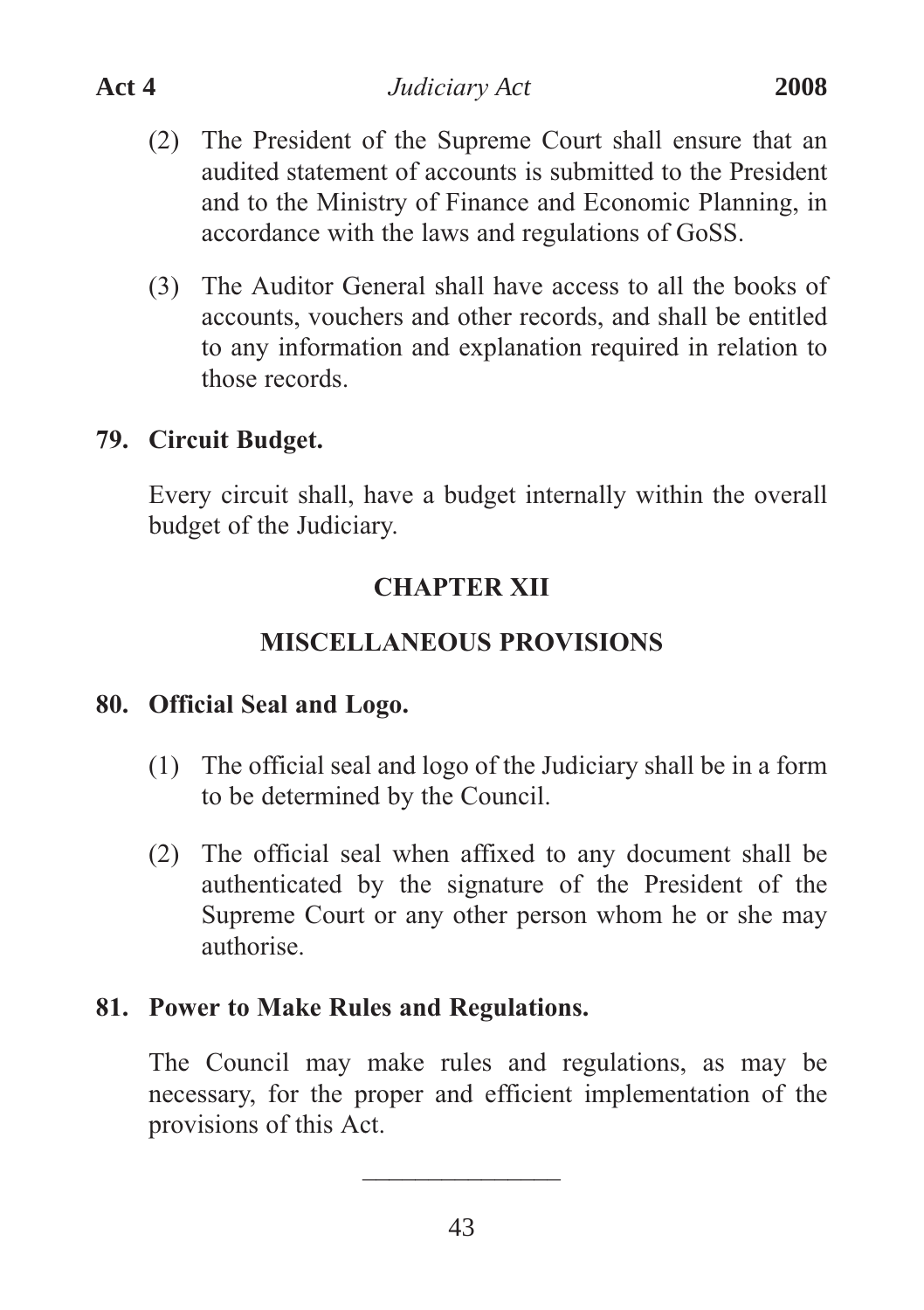(2) The President of the Supreme Court shall ensure that an audited statement of accounts is submitted to the President and to the Ministry of Finance and Economic Planning, in accordance with the laws and regulations of GoSS.

(3) The Auditor General shall have access to all the books of accounts, vouchers and other records, and shall be entitled to any information and explanation required in relation to those records.

**79. Circuit Budget.**

Every circuit shall, have a budget internally within the overall budget of the Judiciary.

## CHAPTER XII

## MISCELLANEOUS PROVISIONS

**80. Official Seal and Logo.**

(1) The official seal and logo of the Judiciary shall be in a form to be determined by the Council.

(2) The official seal when affixed to any document shall be authenticated by the signature of the President of the Supreme Court or any other person whom he or she may authorise.

**81. Power to Make Rules and Regulations.**

The Council may make rules and regulations, as may be necessary, for the proper and efficient implementation of the provisions of this Act.

---